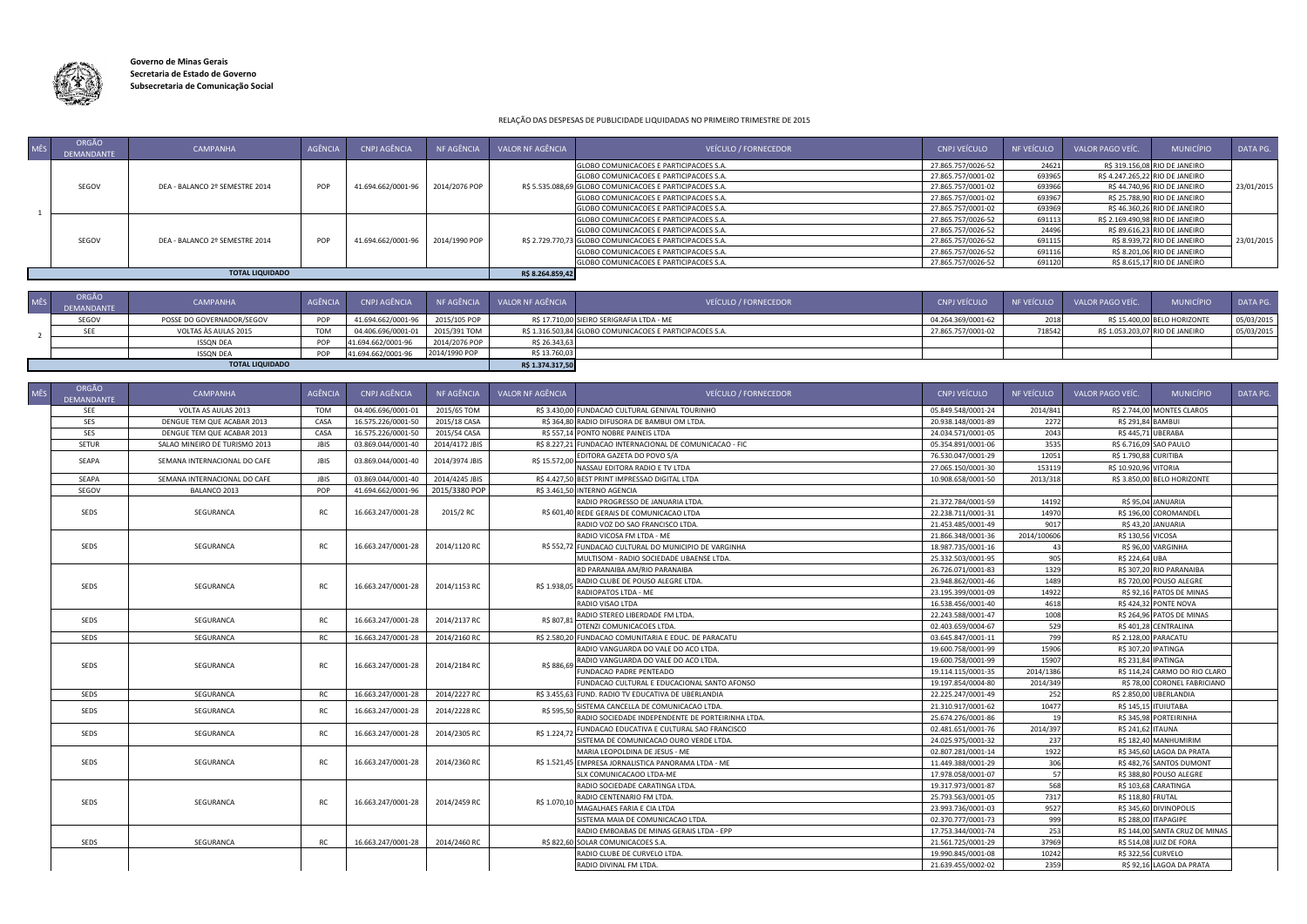**Governo de Minas Gerais**
**Secretaria de Estado de Governo**
**Subsecretaria de Comunicação Social**

RELAÇÃO DAS DESPESAS DE PUBLICIDADE LIQUIDADAS NO PRIMEIRO TRIMESTRE DE 2015

| MÊS | ORGÃO DEMANDANTE | CAMPANHA | AGÊNCIA | CNPJ AGÊNCIA | NF AGÊNCIA | VALOR NF AGÊNCIA | VEÍCULO / FORNECEDOR | CNPJ VEÍCULO | NF VEÍCULO | VALOR PAGO VEÍC. | MUNICÍPIO | DATA PG. |
|---|---|---|---|---|---|---|---|---|---|---|---|---|
| 1 | SEGOV | DEA - BALANCO 2º SEMESTRE 2014 | POP | 41.694.662/0001-96 | 2014/2076 POP | R$ 5.535.088,69 | GLOBO COMUNICACOES E PARTICIPACOES S.A. | 27.865.757/0026-52 | 24621 | R$ 319.156,08 | RIO DE JANEIRO | 23/01/2015 |
| | | | | | | | GLOBO COMUNICACOES E PARTICIPACOES S.A. | 27.865.757/0001-02 | 693965 | R$ 4.247.265,22 | RIO DE JANEIRO | |
| | | | | | | | GLOBO COMUNICACOES E PARTICIPACOES S.A. | 27.865.757/0001-02 | 693966 | R$ 44.740,96 | RIO DE JANEIRO | |
| | | | | | | | GLOBO COMUNICACOES E PARTICIPACOES S.A. | 27.865.757/0001-02 | 693967 | R$ 25.788,90 | RIO DE JANEIRO | |
| | | | | | | | GLOBO COMUNICACOES E PARTICIPACOES S.A. | 27.865.757/0001-02 | 693969 | R$ 46.360,26 | RIO DE JANEIRO | |
| | SEGOV | DEA - BALANCO 2º SEMESTRE 2014 | POP | 41.694.662/0001-96 | 2014/1990 POP | R$ 2.729.770,73 | GLOBO COMUNICACOES E PARTICIPACOES S.A. | 27.865.757/0026-52 | 691113 | R$ 2.169.490,98 | RIO DE JANEIRO | 23/01/2015 |
| | | | | | | | GLOBO COMUNICACOES E PARTICIPACOES S.A. | 27.865.757/0001-02 | 24496 | R$ 89.616,23 | RIO DE JANEIRO | |
| | | | | | | | GLOBO COMUNICACOES E PARTICIPACOES S.A. | 27.865.757/0026-52 | 691115 | R$ 8.939,72 | RIO DE JANEIRO | |
| | | | | | | | GLOBO COMUNICACOES E PARTICIPACOES S.A. | 27.865.757/0026-52 | 691116 | R$ 8.201,06 | RIO DE JANEIRO | |
| | | | | | | | GLOBO COMUNICACOES E PARTICIPACOES S.A. | 27.865.757/0026-52 | 691120 | R$ 8.615,17 | RIO DE JANEIRO | |
| | | **TOTAL LIQUIDADO** | | | | **R$ 8.264.859,42** | | | | | | |

| MÊS | ORGÃO DEMANDANTE | CAMPANHA | AGÊNCIA | CNPJ AGÊNCIA | NF AGÊNCIA | VALOR NF AGÊNCIA | VEÍCULO / FORNECEDOR | CNPJ VEÍCULO | NF VEÍCULO | VALOR PAGO VEÍC. | MUNICÍPIO | DATA PG. |
|---|---|---|---|---|---|---|---|---|---|---|---|---|
| 2 | SEGOV | POSSE DO GOVERNADOR/SEGOV | POP | 41.694.662/0001-96 | 2015/105 POP | R$ 17.710,00 | SIEIRO SERIGRAFIA LTDA - ME | 04.264.369/0001-62 | 2018 | R$ 15.400,00 | BELO HORIZONTE | 05/03/2015 |
| | SEE | VOLTAS ÀS AULAS 2015 | TOM | 04.406.696/0001-01 | 2015/391 TOM | R$ 1.316.503,84 | GLOBO COMUNICACOES E PARTICIPACOES S.A. | 27.865.757/0001-02 | 718542 | R$ 1.053.203,07 | RIO DE JANEIRO | 05/03/2015 |
| | | ISSQN DEA | POP | 41.694.662/0001-96 | 2014/2076 POP | R$ 26.343,63 | | | | | | |
| | | ISSQN DEA | POP | 41.694.662/0001-96 | 2014/1990 POP | R$ 13.760,03 | | | | | | |
| | | **TOTAL LIQUIDADO** | | | | **R$ 1.374.317,50** | | | | | | |

| MÊS | ORGÃO DEMANDANTE | CAMPANHA | AGÊNCIA | CNPJ AGÊNCIA | NF AGÊNCIA | VALOR NF AGÊNCIA | VEÍCULO / FORNECEDOR | CNPJ VEÍCULO | NF VEÍCULO | VALOR PAGO VEÍC. | MUNICÍPIO | DATA PG. |
|---|---|---|---|---|---|---|---|---|---|---|---|---|
| | SEE | VOLTA AS AULAS 2013 | TOM | 04.406.696/0001-01 | 2015/65 TOM | R$ 3.430,00 | FUNDACAO CULTURAL GENIVAL TOURINHO | 05.849.548/0001-24 | 2014/841 | R$ 2.744,00 | MONTES CLAROS | |
| | SES | DENGUE TEM QUE ACABAR 2013 | CASA | 16.575.226/0001-50 | 2015/18 CASA | R$ 364,80 | RADIO DIFUSORA DE BAMBUI OM LTDA. | 20.938.148/0001-89 | 2272 | R$ 291,84 | BAMBUI | |
| | SES | DENGUE TEM QUE ACABAR 2013 | CASA | 16.575.226/0001-50 | 2015/54 CASA | R$ 557,14 | PONTO NOBRE PAINEIS LTDA | 24.034.571/0001-05 | 2043 | R$ 445,71 | UBERABA | |
| | SETUR | SALAO MINEIRO DE TURISMO 2013 | JBIS | 03.869.044/0001-40 | 2014/4172 JBIS | R$ 8.227,21 | FUNDACAO INTERNACIONAL DE COMUNICACAO - FIC | 05.354.891/0001-06 | 3535 | R$ 6.716,09 | SAO PAULO | |
| | SEAPA | SEMANA INTERNACIONAL DO CAFE | JBIS | 03.869.044/0001-40 | 2014/3974 JBIS | R$ 15.572,00 | EDITORA GAZETA DO POVO S/A | 76.530.047/0001-29 | 12051 | R$ 1.790,88 | CURITIBA | |
| | | | | | | | NASSAU EDITORA RADIO E TV LTDA | 27.065.150/0001-30 | 153119 | R$ 10.920,96 | VITORIA | |
| | SEAPA | SEMANA INTERNACIONAL DO CAFE | JBIS | 03.869.044/0001-40 | 2014/4245 JBIS | R$ 4.427,50 | BEST PRINT IMPRESSAO DIGITAL LTDA | 10.908.658/0001-50 | 2013/318 | R$ 3.850,00 | BELO HORIZONTE | |
| | SEGOV | BALANCO 2013 | POP | 41.694.662/0001-96 | 2015/3380 POP | R$ 3.461,50 | INTERNO AGENCIA | | | | | |
| | SEDS | SEGURANCA | RC | 16.663.247/0001-28 | 2015/2 RC | R$ 601,40 | RADIO PROGRESSO DE JANUARIA LTDA. | 21.372.784/0001-59 | 14192 | R$ 95,04 | JANUARIA | |
| | | | | | | | REDE GERAIS DE COMUNICACAO LTDA | 22.238.711/0001-31 | 14970 | R$ 196,00 | COROMANDEL | |
| | | | | | | | RADIO VOZ DO SAO FRANCISCO LTDA. | 21.453.485/0001-49 | 9017 | R$ 43,20 | JANUARIA | |
| | SEDS | SEGURANCA | RC | 16.663.247/0001-28 | 2014/1120 RC | R$ 552,72 | RADIO VICOSA FM LTDA - ME | 21.866.348/0001-36 | 2014/100606 | R$ 130,56 | VICOSA | |
| | | | | | | | FUNDACAO CULTURAL DO MUNICIPIO DE VARGINHA | 18.987.735/0001-16 | 43 | R$ 96,00 | VARGINHA | |
| | | | | | | | MULTISOM - RADIO SOCIEDADE UBAENSE LTDA. | 25.332.503/0001-95 | 905 | R$ 224,64 | UBA | |
| | SEDS | SEGURANCA | RC | 16.663.247/0001-28 | 2014/1153 RC | R$ 1.938,05 | RD PARANAIBA AM/RIO PARANAIBA | 26.726.071/0001-83 | 1329 | R$ 307,20 | RIO PARANAIBA | |
| | | | | | | | RADIO CLUBE DE POUSO ALEGRE LTDA. | 23.948.862/0001-46 | 1489 | R$ 720,00 | POUSO ALEGRE | |
| | | | | | | | RADIOPATOS LTDA - ME | 23.195.399/0001-09 | 14922 | R$ 92,16 | PATOS DE MINAS | |
| | | | | | | | RADIO VISAO LTDA | 16.538.456/0001-40 | 4618 | R$ 424,32 | PONTE NOVA | |
| | SEDS | SEGURANCA | RC | 16.663.247/0001-28 | 2014/2137 RC | R$ 807,81 | RADIO STEREO LIBERDADE FM LTDA. | 22.243.588/0001-47 | 1008 | R$ 264,96 | PATOS DE MINAS | |
| | | | | | | | OTENZI COMUNICACOES LTDA. | 02.403.659/0004-67 | 529 | R$ 401,28 | CENTRALINA | |
| | SEDS | SEGURANCA | RC | 16.663.247/0001-28 | 2014/2160 RC | R$ 2.580,20 | FUNDACAO COMUNITARIA E EDUC. DE PARACATU | 03.645.847/0001-11 | 799 | R$ 2.128,00 | PARACATU | |
| | SEDS | SEGURANCA | RC | 16.663.247/0001-28 | 2014/2184 RC | R$ 886,69 | RADIO VANGUARDA DO VALE DO ACO LTDA. | 19.600.758/0001-99 | 15906 | R$ 307,20 | IPATINGA | |
| | | | | | | | RADIO VANGUARDA DO VALE DO ACO LTDA. | 19.600.758/0001-99 | 15907 | R$ 231,84 | IPATINGA | |
| | | | | | | | FUNDACAO PADRE PENTEADO | 19.114.115/0001-35 | 2014/1386 | R$ 114,24 | CARMO DO RIO CLARO | |
| | | | | | | | FUNDACAO CULTURAL E EDUCACIONAL SANTO AFONSO | 19.197.854/0004-80 | 2014/349 | R$ 78,00 | CORONEL FABRICIANO | |
| | SEDS | SEGURANCA | RC | 16.663.247/0001-28 | 2014/2227 RC | R$ 3.455,63 | FUND. RADIO TV EDUCATIVA DE UBERLANDIA | 22.225.247/0001-49 | 252 | R$ 2.850,00 | UBERLANDIA | |
| | SEDS | SEGURANCA | RC | 16.663.247/0001-28 | 2014/2228 RC | R$ 595,50 | SISTEMA CANCELLA DE COMUNICACAO LTDA. | 21.310.917/0001-62 | 10477 | R$ 145,15 | ITUIUTABA | |
| | | | | | | | RADIO SOCIEDADE INDEPENDENTE DE PORTEIRINHA LTDA. | 25.674.276/0001-86 | 19 | R$ 345,98 | PORTEIRINHA | |
| | SEDS | SEGURANCA | RC | 16.663.247/0001-28 | 2014/2305 RC | R$ 1.224,72 | FUNDACAO EDUCATIVA E CULTURAL SAO FRANCISCO | 02.481.651/0001-76 | 2014/397 | R$ 241,62 | ITAUNA | |
| | | | | | | | SISTEMA DE COMUNICACAO OURO VERDE LTDA. | 24.025.975/0001-32 | 237 | R$ 182,40 | MANHUMIRIM | |
| | SEDS | SEGURANCA | RC | 16.663.247/0001-28 | 2014/2360 RC | R$ 1.521,45 | MARIA LEOPOLDINA DE JESUS - ME | 02.807.281/0001-14 | 1922 | R$ 345,60 | LAGOA DA PRATA | |
| | | | | | | | EMPRESA JORNALISTICA PANORAMA LTDA - ME | 11.449.388/0001-29 | 306 | R$ 482,76 | SANTOS DUMONT | |
| | | | | | | | SLX COMUNICACAOO LTDA-ME | 17.978.058/0001-07 | 57 | R$ 388,80 | POUSO ALEGRE | |
| | SEDS | SEGURANCA | RC | 16.663.247/0001-28 | 2014/2459 RC | R$ 1.070,10 | RADIO SOCIEDADE CARATINGA LTDA. | 19.317.973/0001-87 | 568 | R$ 103,68 | CARATINGA | |
| | | | | | | | RADIO CENTENARIO FM LTDA. | 25.793.563/0001-05 | 7317 | R$ 118,80 | FRUTAL | |
| | | | | | | | MAGALHAES FARIA E CIA LTDA | 23.993.736/0001-03 | 9527 | R$ 345,60 | DIVINOPOLIS | |
| | | | | | | | SISTEMA MAIA DE COMUNICACAO LTDA. | 02.370.777/0001-73 | 999 | R$ 288,00 | ITAPAGIPE | |
| | SEDS | SEGURANCA | RC | 16.663.247/0001-28 | 2014/2460 RC | R$ 822,60 | RADIO EMBOABAS DE MINAS GERAIS LTDA - EPP | 17.753.344/0001-74 | 253 | R$ 144,00 | SANTA CRUZ DE MINAS | |
| | | | | | | | SOLAR COMUNICACOES S.A. | 21.561.725/0001-29 | 37969 | R$ 514,08 | JUIZ DE FORA | |
| | | | | | | | RADIO CLUBE DE CURVELO LTDA. | 19.990.845/0001-08 | 10242 | R$ 322,56 | CURVELO | |
| | | | | | | | RADIO DIVINAL FM LTDA. | 21.639.455/0002-02 | 2359 | R$ 92,16 | LAGOA DA PRATA | |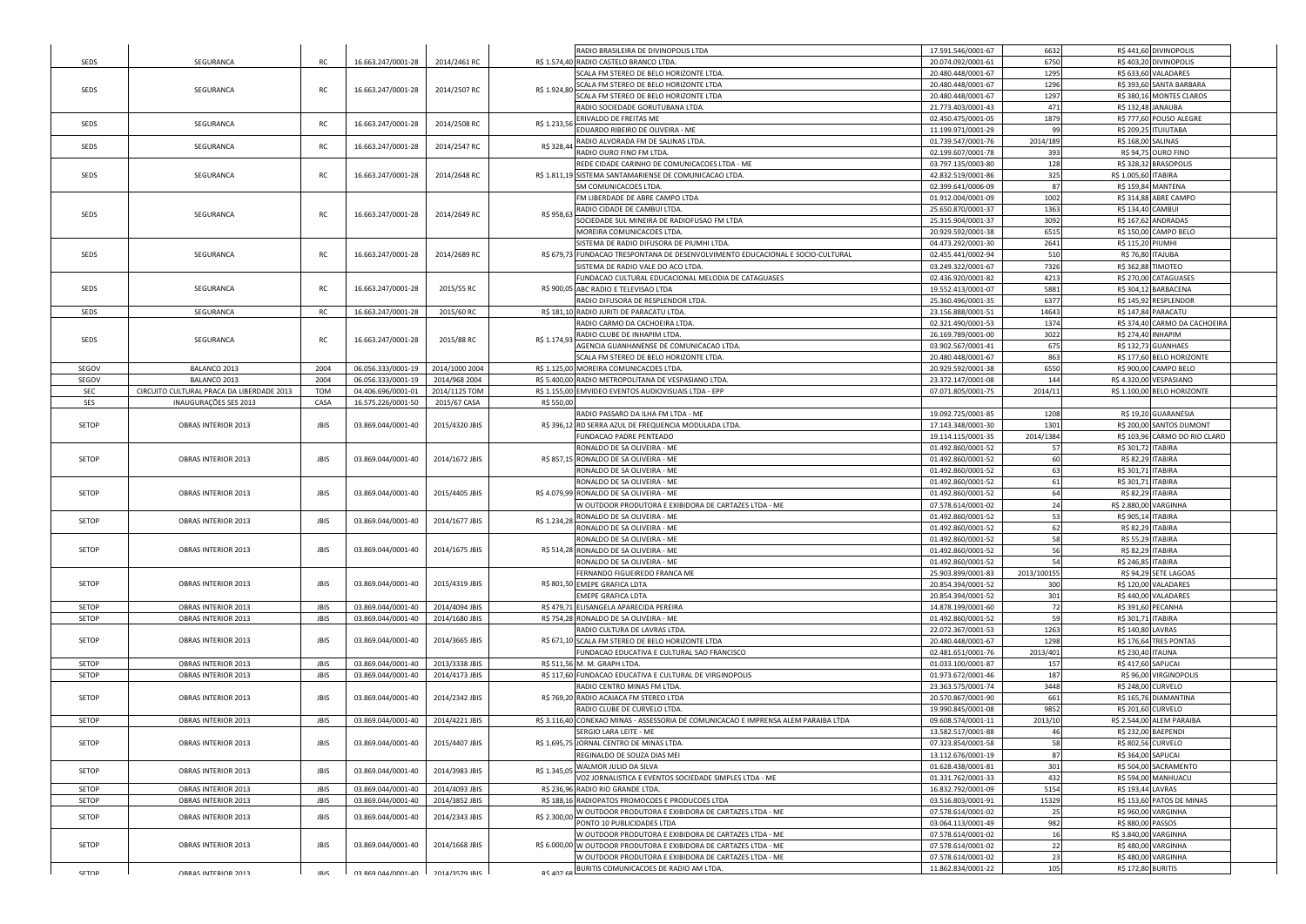| | | | | | | | | | | | |
|---|---|---|---|---|---|---|---|---|---|---|---|
| | | | | | | RADIO BRASILEIRA DE DIVINOPOLIS LTDA | 17.591.546/0001-67 | 6632 | R$ 441,60 | DIVINOPOLIS |
| SEDS | SEGURANCA | RC | 16.663.247/0001-28 | 2014/2461 RC | R$ 1.574,40 | RADIO CASTELO BRANCO LTDA. | 20.074.092/0001-61 | 6750 | R$ 403,20 | DIVINOPOLIS |
| SEDS | SEGURANCA | RC | 16.663.247/0001-28 | 2014/2507 RC | R$ 1.924,80 | SCALA FM STEREO DE BELO HORIZONTE LTDA. | 20.480.448/0001-67 | 1295 | R$ 633,60 | VALADARES |
| | | | | | | SCALA FM STEREO DE BELO HORIZONTE LTDA | 20.480.448/0001-67 | 1296 | R$ 393,60 | SANTA BARBARA |
| | | | | | | SCALA FM STEREO DE BELO HORIZONTE LTDA | 20.480.448/0001-67 | 1297 | R$ 380,16 | MONTES CLAROS |
| | | | | | | RADIO SOCIEDADE GORUTUBANA LTDA. | 21.773.403/0001-43 | 471 | R$ 132,48 | JANAUBA |
| SEDS | SEGURANCA | RC | 16.663.247/0001-28 | 2014/2508 RC | R$ 1.233,56 | ERIVALDO DE FREITAS ME | 02.450.475/0001-05 | 1879 | R$ 777,60 | POUSO ALEGRE |
| | | | | | | EDUARDO RIBEIRO DE OLIVEIRA - ME | 11.199.971/0001-29 | 99 | R$ 209,25 | ITUIUTABA |
| SEDS | SEGURANCA | RC | 16.663.247/0001-28 | 2014/2547 RC | R$ 328,44 | RADIO ALVORADA FM DE SALINAS LTDA. | 01.739.547/0001-76 | 2014/189 | R$ 168,00 | SALINAS |
| | | | | | | RADIO OURO FINO FM LTDA. | 02.199.607/0001-78 | 393 | R$ 94,75 | OURO FINO |
| SEDS | SEGURANCA | RC | 16.663.247/0001-28 | 2014/2648 RC | R$ 1.811,19 | REDE CIDADE CARINHO DE COMUNICACOES LTDA - ME | 03.797.135/0003-80 | 128 | R$ 328,32 | BRASOPOLIS |
| | | | | | | SISTEMA SANTAMARIENSE DE COMUNICACAO LTDA. | 42.832.519/0001-86 | 325 | R$ 1.005,60 | ITABIRA |
| | | | | | | SM COMUNICACOES LTDA. | 02.399.641/0006-09 | 87 | R$ 159,84 | MANTENA |
| SEDS | SEGURANCA | RC | 16.663.247/0001-28 | 2014/2649 RC | R$ 958,63 | FM LIBERDADE DE ABRE CAMPO LTDA | 01.912.004/0001-09 | 1002 | R$ 314,88 | ABRE CAMPO |
| | | | | | | RADIO CIDADE DE CAMBUI LTDA. | 25.650.870/0001-37 | 1363 | R$ 134,40 | CAMBUI |
| | | | | | | SOCIEDADE SUL MINEIRA DE RADIOFUSAO FM LTDA | 25.315.904/0001-37 | 3092 | R$ 167,62 | ANDRADAS |
| | | | | | | MOREIRA COMUNICACOES LTDA. | 20.929.592/0001-38 | 6515 | R$ 150,00 | CAMPO BELO |
| SEDS | SEGURANCA | RC | 16.663.247/0001-28 | 2014/2689 RC | R$ 679,73 | SISTEMA DE RADIO DIFUSORA DE PIUMHI LTDA. | 04.473.292/0001-30 | 2641 | R$ 115,20 | PIUMHI |
| | | | | | | FUNDACAO TRESPONTANA DE DESENVOLVIMENTO EDUCACIONAL E SOCIO-CULTURAL | 02.455.441/0002-94 | 510 | R$ 76,80 | ITAJUBA |
| | | | | | | SISTEMA DE RADIO VALE DO ACO LTDA. | 03.249.322/0001-67 | 7326 | R$ 362,88 | TIMOTEO |
| SEDS | SEGURANCA | RC | 16.663.247/0001-28 | 2015/55 RC | R$ 900,05 | FUNDACAO CULTURAL EDUCACIONAL MELODIA DE CATAGUASES | 02.436.920/0001-82 | 4213 | R$ 270,00 | CATAGUASES |
| | | | | | | ABC RADIO E TELEVISAO LTDA | 19.552.413/0001-07 | 5881 | R$ 304,12 | BARBACENA |
| | | | | | | RADIO DIFUSORA DE RESPLENDOR LTDA. | 25.360.496/0001-35 | 6377 | R$ 145,92 | RESPLENDOR |
| SEDS | SEGURANCA | RC | 16.663.247/0001-28 | 2015/60 RC | R$ 181,10 | RADIO JURITI DE PARACATU LTDA. | 23.156.888/0001-51 | 14643 | R$ 147,84 | PARACATU |
| SEDS | SEGURANCA | RC | 16.663.247/0001-28 | 2015/88 RC | R$ 1.174,93 | RADIO CARMO DA CACHOEIRA LTDA. | 02.321.490/0001-53 | 1374 | R$ 374,40 | CARMO DA CACHOEIRA |
| | | | | | | RADIO CLUBE DE INHAPIM LTDA. | 26.169.789/0001-00 | 3022 | R$ 274,40 | INHAPIM |
| | | | | | | AGENCIA GUANHANENSE DE COMUNICACAO LTDA. | 03.902.567/0001-41 | 675 | R$ 132,73 | GUANHAES |
| | | | | | | SCALA FM STEREO DE BELO HORIZONTE LTDA. | 20.480.448/0001-67 | 863 | R$ 177,60 | BELO HORIZONTE |
| SEGOV | BALANCO 2013 | 2004 | 06.056.333/0001-19 | 2014/1000 2004 | R$ 1.125,00 | MOREIRA COMUNICACOES LTDA. | 20.929.592/0001-38 | 6550 | R$ 900,00 | CAMPO BELO |
| SEGOV | BALANCO 2013 | 2004 | 06.056.333/0001-19 | 2014/968 2004 | R$ 5.400,00 | RADIO METROPOLITANA DE VESPASIANO LTDA. | 23.372.147/0001-08 | 144 | R$ 4.320,00 | VESPASIANO |
| SEC | CIRCUITO CULTURAL PRACA DA LIBERDADE 2013 | TOM | 04.406.696/0001-01 | 2014/1125 TOM | R$ 1.155,00 | EMVIDEO EVENTOS AUDIOVISUAIS LTDA - EPP | 07.071.805/0001-75 | 2014/11 | R$ 1.100,00 | BELO HORIZONTE |
| SES | INAUGURAÇÕES SES 2013 | CASA | 16.575.226/0001-50 | 2015/67 CASA | R$ 550,00 | | | | | |
| SETOP | OBRAS INTERIOR 2013 | JBIS | 03.869.044/0001-40 | 2015/4320 JBIS | R$ 396,12 | RADIO PASSARO DA ILHA FM LTDA - ME | 19.092.725/0001-85 | 1208 | R$ 19,20 | GUARANESIA |
| | | | | | | RD SERRA AZUL DE FREQUENCIA MODULADA LTDA. | 17.143.348/0001-30 | 1301 | R$ 200,00 | SANTOS DUMONT |
| | | | | | | FUNDACAO PADRE PENTEADO | 19.114.115/0001-35 | 2014/1384 | R$ 103,96 | CARMO DO RIO CLARO |
| SETOP | OBRAS INTERIOR 2013 | JBIS | 03.869.044/0001-40 | 2014/1672 JBIS | R$ 857,15 | RONALDO DE SA OLIVEIRA - ME | 01.492.860/0001-52 | 57 | R$ 301,72 | ITABIRA |
| | | | | | | RONALDO DE SA OLIVEIRA - ME | 01.492.860/0001-52 | 60 | R$ 82,29 | ITABIRA |
| | | | | | | RONALDO DE SA OLIVEIRA - ME | 01.492.860/0001-52 | 63 | R$ 301,71 | ITABIRA |
| SETOP | OBRAS INTERIOR 2013 | JBIS | 03.869.044/0001-40 | 2015/4405 JBIS | R$ 4.079,99 | RONALDO DE SA OLIVEIRA - ME | 01.492.860/0001-52 | 61 | R$ 301,71 | ITABIRA |
| | | | | | | RONALDO DE SA OLIVEIRA - ME | 01.492.860/0001-52 | 64 | R$ 82,29 | ITABIRA |
| | | | | | | W OUTDOOR PRODUTORA E EXIBIDORA DE CARTAZES LTDA - ME | 07.578.614/0001-02 | 24 | R$ 2.880,00 | VARGINHA |
| SETOP | OBRAS INTERIOR 2013 | JBIS | 03.869.044/0001-40 | 2014/1677 JBIS | R$ 1.234,28 | RONALDO DE SA OLIVEIRA - ME | 01.492.860/0001-52 | 53 | R$ 905,14 | ITABIRA |
| | | | | | | RONALDO DE SA OLIVEIRA - ME | 01.492.860/0001-52 | 62 | R$ 82,29 | ITABIRA |
| SETOP | OBRAS INTERIOR 2013 | JBIS | 03.869.044/0001-40 | 2014/1675 JBIS | R$ 514,28 | RONALDO DE SA OLIVEIRA - ME | 01.492.860/0001-52 | 58 | R$ 55,29 | ITABIRA |
| | | | | | | RONALDO DE SA OLIVEIRA - ME | 01.492.860/0001-52 | 56 | R$ 82,29 | ITABIRA |
| | | | | | | RONALDO DE SA OLIVEIRA - ME | 01.492.860/0001-52 | 54 | R$ 246,85 | ITABIRA |
| SETOP | OBRAS INTERIOR 2013 | JBIS | 03.869.044/0001-40 | 2015/4319 JBIS | R$ 801,50 | FERNANDO FIGUEIREDO FRANCA ME | 25.903.899/0001-83 | 2013/100155 | R$ 94,29 | SETE LAGOAS |
| | | | | | | EMEPE GRAFICA LDTA | 20.854.394/0001-52 | 300 | R$ 120,00 | VALADARES |
| | | | | | | EMEPE GRAFICA LDTA | 20.854.394/0001-52 | 301 | R$ 440,00 | VALADARES |
| SETOP | OBRAS INTERIOR 2013 | JBIS | 03.869.044/0001-40 | 2014/4094 JBIS | R$ 479,71 | ELISANGELA APARECIDA PEREIRA | 14.878.199/0001-60 | 72 | R$ 391,60 | PECANHA |
| SETOP | OBRAS INTERIOR 2013 | JBIS | 03.869.044/0001-40 | 2014/1680 JBIS | R$ 754,28 | RONALDO DE SA OLIVEIRA - ME | 01.492.860/0001-52 | 59 | R$ 301,71 | ITABIRA |
| SETOP | OBRAS INTERIOR 2013 | JBIS | 03.869.044/0001-40 | 2014/3665 JBIS | R$ 671,10 | RADIO CULTURA DE LAVRAS LTDA. | 22.072.367/0001-53 | 1263 | R$ 140,80 | LAVRAS |
| | | | | | | SCALA FM STEREO DE BELO HORIZONTE LTDA | 20.480.448/0001-67 | 1298 | R$ 176,64 | TRES PONTAS |
| | | | | | | FUNDACAO EDUCATIVA E CULTURAL SAO FRANCISCO | 02.481.651/0001-76 | 2013/401 | R$ 230,40 | ITAUNA |
| SETOP | OBRAS INTERIOR 2013 | JBIS | 03.869.044/0001-40 | 2013/3338 JBIS | R$ 511,56 | M. M. GRAPH LTDA. | 01.033.100/0001-87 | 157 | R$ 417,60 | SAPUCAI |
| SETOP | OBRAS INTERIOR 2013 | JBIS | 03.869.044/0001-40 | 2014/4173 JBIS | R$ 117,60 | FUNDACAO EDUCATIVA E CULTURAL DE VIRGINOPOLIS | 01.973.672/0001-46 | 187 | R$ 96,00 | VIRGINOPOLIS |
| SETOP | OBRAS INTERIOR 2013 | JBIS | 03.869.044/0001-40 | 2014/2342 JBIS | R$ 769,20 | RADIO CENTRO MINAS FM LTDA. | 23.363.575/0001-74 | 3448 | R$ 248,00 | CURVELO |
| | | | | | | RADIO ACAIACA FM STEREO LTDA | 20.570.867/0001-90 | 661 | R$ 165,76 | DIAMANTINA |
| | | | | | | RADIO CLUBE DE CURVELO LTDA. | 19.990.845/0001-08 | 9852 | R$ 201,60 | CURVELO |
| SETOP | OBRAS INTERIOR 2013 | JBIS | 03.869.044/0001-40 | 2014/4221 JBIS | R$ 3.116,40 | CONEXAO MINAS - ASSESSORIA DE COMUNICACAO E IMPRENSA ALEM PARAIBA LTDA | 09.608.574/0001-11 | 2013/10 | R$ 2.544,00 | ALEM PARAIBA |
| SETOP | OBRAS INTERIOR 2013 | JBIS | 03.869.044/0001-40 | 2015/4407 JBIS | R$ 1.695,75 | SERGIO LARA LEITE - ME | 13.582.517/0001-88 | 46 | R$ 232,00 | BAEPENDI |
| | | | | | | JORNAL CENTRO DE MINAS LTDA. | 07.323.854/0001-58 | 58 | R$ 802,56 | CURVELO |
| | | | | | | REGINALDO DE SOUZA DIAS MEI | 13.112.676/0001-19 | 87 | R$ 364,00 | SAPUCAI |
| SETOP | OBRAS INTERIOR 2013 | JBIS | 03.869.044/0001-40 | 2014/3983 JBIS | R$ 1.345,05 | WALMOR JULIO DA SILVA | 01.628.438/0001-81 | 301 | R$ 504,00 | SACRAMENTO |
| | | | | | | VOZ JORNALISTICA E EVENTOS SOCIEDADE SIMPLES LTDA - ME | 01.331.762/0001-33 | 432 | R$ 594,00 | MANHUACU |
| SETOP | OBRAS INTERIOR 2013 | JBIS | 03.869.044/0001-40 | 2014/4093 JBIS | R$ 236,96 | RADIO RIO GRANDE LTDA. | 16.832.792/0001-09 | 5154 | R$ 193,44 | LAVRAS |
| SETOP | OBRAS INTERIOR 2013 | JBIS | 03.869.044/0001-40 | 2014/3852 JBIS | R$ 188,16 | RADIOPATOS PROMOCOES E PRODUCOES LTDA | 03.516.803/0001-91 | 15329 | R$ 153,60 | PATOS DE MINAS |
| SETOP | OBRAS INTERIOR 2013 | JBIS | 03.869.044/0001-40 | 2014/2343 JBIS | R$ 2.300,00 | W OUTDOOR PRODUTORA E EXIBIDORA DE CARTAZES LTDA - ME | 07.578.614/0001-02 | 25 | R$ 960,00 | VARGINHA |
| | | | | | | PONTO 10 PUBLICIDADES LTDA | 03.064.113/0001-49 | 982 | R$ 880,00 | PASSOS |
| SETOP | OBRAS INTERIOR 2013 | JBIS | 03.869.044/0001-40 | 2014/1668 JBIS | R$ 6.000,00 | W OUTDOOR PRODUTORA E EXIBIDORA DE CARTAZES LTDA - ME | 07.578.614/0001-02 | 16 | R$ 3.840,00 | VARGINHA |
| | | | | | | W OUTDOOR PRODUTORA E EXIBIDORA DE CARTAZES LTDA - ME | 07.578.614/0001-02 | 22 | R$ 480,00 | VARGINHA |
| | | | | | | W OUTDOOR PRODUTORA E EXIBIDORA DE CARTAZES LTDA - ME | 07.578.614/0001-02 | 23 | R$ 480,00 | VARGINHA |
| SETOP | OBRAS INTERIOR 2013 | JBIS | 03.869.044/0001-40 | 2014/3579 JBIS | R$ 407,68 | BURITIS COMUNICACOES DE RADIO AM LTDA. | 11.862.834/0001-22 | 105 | R$ 172,80 | BURITIS |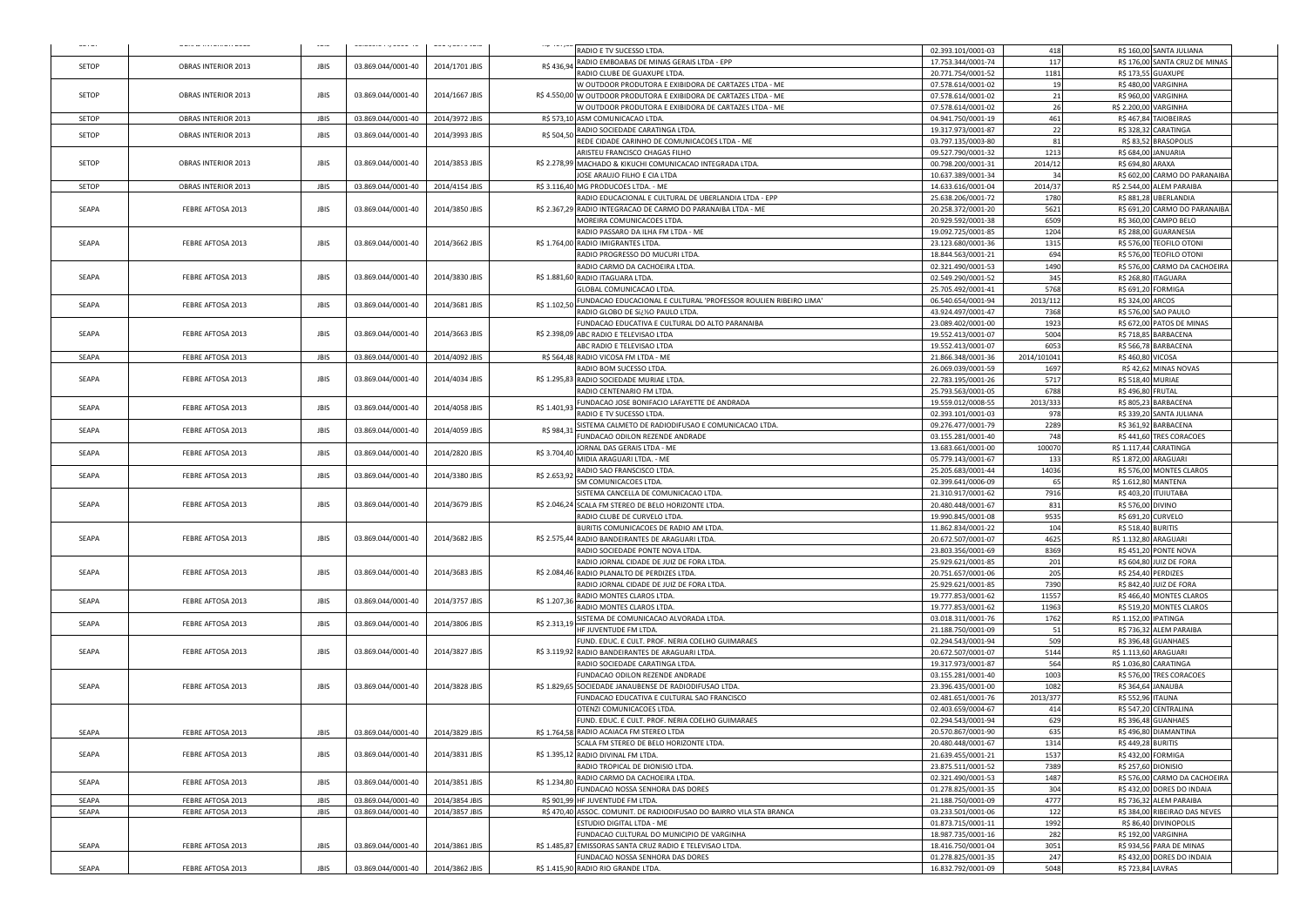| | | | | | | | | | | |
|---|---|---|---|---|---|---|---|---|---|---|
| | | | | | | RADIO E TV SUCESSO LTDA. | 02.393.101/0001-03 | 418 | R$ 160,00 | SANTA JULIANA |
| SETOP | OBRAS INTERIOR 2013 | JBIS | 03.869.044/0001-40 | 2014/1701 JBIS | R$ 436,94 | RADIO EMBOABAS DE MINAS GERAIS LTDA - EPP | 17.753.344/0001-74 | 117 | R$ 176,00 | SANTA CRUZ DE MINAS |
| | | | | | | RADIO CLUBE DE GUAXUPE LTDA. | 20.771.754/0001-52 | 1181 | R$ 173,55 | GUAXUPE |
| SETOP | OBRAS INTERIOR 2013 | JBIS | 03.869.044/0001-40 | 2014/1667 JBIS | R$ 4.550,00 | W OUTDOOR PRODUTORA E EXIBIDORA DE CARTAZES LTDA - ME | 07.578.614/0001-02 | 19 | R$ 480,00 | VARGINHA |
| | | | | | | W OUTDOOR PRODUTORA E EXIBIDORA DE CARTAZES LTDA - ME | 07.578.614/0001-02 | 21 | R$ 960,00 | VARGINHA |
| | | | | | | W OUTDOOR PRODUTORA E EXIBIDORA DE CARTAZES LTDA - ME | 07.578.614/0001-02 | 26 | R$ 2.200,00 | VARGINHA |
| SETOP | OBRAS INTERIOR 2013 | JBIS | 03.869.044/0001-40 | 2014/3972 JBIS | R$ 573,10 | ASM COMUNICACAO LTDA. | 04.941.750/0001-19 | 461 | R$ 467,84 | TAIOBEIRAS |
| SETOP | OBRAS INTERIOR 2013 | JBIS | 03.869.044/0001-40 | 2014/3993 JBIS | R$ 504,50 | RADIO SOCIEDADE CARATINGA LTDA. | 19.317.973/0001-87 | 22 | R$ 328,32 | CARATINGA |
| | | | | | | REDE CIDADE CARINHO DE COMUNICACOES LTDA - ME | 03.797.135/0003-80 | 81 | R$ 83,52 | BRASOPOLIS |
| SETOP | OBRAS INTERIOR 2013 | JBIS | 03.869.044/0001-40 | 2014/3853 JBIS | R$ 2.278,99 | ARISTEU FRANCISCO CHAGAS FILHO | 09.527.790/0001-32 | 1213 | R$ 684,00 | JANUARIA |
| | | | | | | MACHADO & KIKUCHI COMUNICACAO INTEGRADA LTDA. | 00.798.200/0001-31 | 2014/12 | R$ 694,80 | ARAXA |
| | | | | | | JOSE ARAUJO FILHO E CIA LTDA | 10.637.389/0001-34 | 34 | R$ 602,00 | CARMO DO PARANAIBA |
| SETOP | OBRAS INTERIOR 2013 | JBIS | 03.869.044/0001-40 | 2014/4154 JBIS | R$ 3.116,40 | MG PRODUCOES LTDA. - ME | 14.633.616/0001-04 | 2014/37 | R$ 2.544,00 | ALEM PARAIBA |
| SEAPA | FEBRE AFTOSA 2013 | JBIS | 03.869.044/0001-40 | 2014/3850 JBIS | R$ 2.367,29 | RADIO EDUCACIONAL E CULTURAL DE UBERLANDIA LTDA - EPP | 25.638.206/0001-72 | 1780 | R$ 881,28 | UBERLANDIA |
| | | | | | | RADIO INTEGRACAO DE CARMO DO PARANAIBA LTDA - ME | 20.258.372/0001-20 | 5621 | R$ 691,20 | CARMO DO PARANAIBA |
| | | | | | | MOREIRA COMUNICACOES LTDA. | 20.929.592/0001-38 | 6509 | R$ 360,00 | CAMPO BELO |
| SEAPA | FEBRE AFTOSA 2013 | JBIS | 03.869.044/0001-40 | 2014/3662 JBIS | R$ 1.764,00 | RADIO PASSARO DA ILHA FM LTDA - ME | 19.092.725/0001-85 | 1204 | R$ 288,00 | GUARANESIA |
| | | | | | | RADIO IMIGRANTES LTDA. | 23.123.680/0001-36 | 1315 | R$ 576,00 | TEOFILO OTONI |
| | | | | | | RADIO PROGRESSO DO MUCURI LTDA. | 18.844.563/0001-21 | 694 | R$ 576,00 | TEOFILO OTONI |
| SEAPA | FEBRE AFTOSA 2013 | JBIS | 03.869.044/0001-40 | 2014/3830 JBIS | R$ 1.881,60 | RADIO CARMO DA CACHOEIRA LTDA. | 02.321.490/0001-53 | 1490 | R$ 576,00 | CARMO DA CACHOEIRA |
| | | | | | | RADIO ITAGUARA LTDA. | 02.549.290/0001-52 | 345 | R$ 268,80 | ITAGUARA |
| | | | | | | GLOBAL COMUNICACAO LTDA. | 25.705.492/0001-41 | 5768 | R$ 691,20 | FORMIGA |
| SEAPA | FEBRE AFTOSA 2013 | JBIS | 03.869.044/0001-40 | 2014/3681 JBIS | R$ 1.102,50 | FUNDACAO EDUCACIONAL E CULTURAL 'PROFESSOR ROULIEN RIBEIRO LIMA' | 06.540.654/0001-94 | 2013/112 | R$ 324,00 | ARCOS |
| | | | | | | RADIO GLOBO DE Sï¿½O PAULO LTDA. | 43.924.497/0001-47 | 7368 | R$ 576,00 | SAO PAULO |
| SEAPA | FEBRE AFTOSA 2013 | JBIS | 03.869.044/0001-40 | 2014/3663 JBIS | R$ 2.398,09 | FUNDACAO EDUCATIVA E CULTURAL DO ALTO PARANAIBA | 23.089.402/0001-00 | 1923 | R$ 672,00 | PATOS DE MINAS |
| | | | | | | ABC RADIO E TELEVISAO LTDA | 19.552.413/0001-07 | 5004 | R$ 718,85 | BARBACENA |
| | | | | | | ABC RADIO E TELEVISAO LTDA | 19.552.413/0001-07 | 6053 | R$ 566,78 | BARBACENA |
| SEAPA | FEBRE AFTOSA 2013 | JBIS | 03.869.044/0001-40 | 2014/4092 JBIS | R$ 564,48 | RADIO VICOSA FM LTDA - ME | 21.866.348/0001-36 | 2014/101041 | R$ 460,80 | VICOSA |
| SEAPA | FEBRE AFTOSA 2013 | JBIS | 03.869.044/0001-40 | 2014/4034 JBIS | R$ 1.295,83 | RADIO BOM SUCESSO LTDA. | 26.069.039/0001-59 | 1697 | R$ 42,62 | MINAS NOVAS |
| | | | | | | RADIO SOCIEDADE MURIAE LTDA. | 22.783.195/0001-26 | 5717 | R$ 518,40 | MURIAE |
| | | | | | | RADIO CENTENARIO FM LTDA. | 25.793.563/0001-05 | 6788 | R$ 496,80 | FRUTAL |
| SEAPA | FEBRE AFTOSA 2013 | JBIS | 03.869.044/0001-40 | 2014/4058 JBIS | R$ 1.401,93 | FUNDACAO JOSE BONIFACIO LAFAYETTE DE ANDRADA | 19.559.012/0008-55 | 2013/333 | R$ 805,23 | BARBACENA |
| | | | | | | RADIO E TV SUCESSO LTDA. | 02.393.101/0001-03 | 978 | R$ 339,20 | SANTA JULIANA |
| SEAPA | FEBRE AFTOSA 2013 | JBIS | 03.869.044/0001-40 | 2014/4059 JBIS | R$ 984,31 | SISTEMA CALMETO DE RADIODIFUSAO E COMUNICACAO LTDA. | 09.276.477/0001-79 | 2289 | R$ 361,92 | BARBACENA |
| | | | | | | FUNDACAO ODILON REZENDE ANDRADE | 03.155.281/0001-40 | 748 | R$ 441,60 | TRES CORACOES |
| SEAPA | FEBRE AFTOSA 2013 | JBIS | 03.869.044/0001-40 | 2014/2820 JBIS | R$ 3.704,40 | JORNAL DAS GERAIS LTDA - ME | 13.683.661/0001-00 | 100070 | R$ 1.117,44 | CARATINGA |
| | | | | | | MIDIA ARAGUARI LTDA. - ME | 05.779.143/0001-67 | 133 | R$ 1.872,00 | ARAGUARI |
| SEAPA | FEBRE AFTOSA 2013 | JBIS | 03.869.044/0001-40 | 2014/3380 JBIS | R$ 2.653,92 | RADIO SAO FRANSCISCO LTDA. | 25.205.683/0001-44 | 14036 | R$ 576,00 | MONTES CLAROS |
| | | | | | | SM COMUNICACOES LTDA. | 02.399.641/0006-09 | 65 | R$ 1.612,80 | MANTENA |
| SEAPA | FEBRE AFTOSA 2013 | JBIS | 03.869.044/0001-40 | 2014/3679 JBIS | R$ 2.046,24 | SISTEMA CANCELLA DE COMUNICACAO LTDA. | 21.310.917/0001-62 | 7916 | R$ 403,20 | ITUIUTABA |
| | | | | | | SCALA FM STEREO DE BELO HORIZONTE LTDA. | 20.480.448/0001-67 | 831 | R$ 576,00 | DIVINO |
| | | | | | | RADIO CLUBE DE CURVELO LTDA. | 19.990.845/0001-08 | 9535 | R$ 691,20 | CURVELO |
| SEAPA | FEBRE AFTOSA 2013 | JBIS | 03.869.044/0001-40 | 2014/3682 JBIS | R$ 2.575,44 | BURITIS COMUNICACOES DE RADIO AM LTDA. | 11.862.834/0001-22 | 104 | R$ 518,40 | BURITIS |
| | | | | | | RADIO BANDEIRANTES DE ARAGUARI LTDA. | 20.672.507/0001-07 | 4625 | R$ 1.132,80 | ARAGUARI |
| | | | | | | RADIO SOCIEDADE PONTE NOVA LTDA. | 23.803.356/0001-69 | 8369 | R$ 451,20 | PONTE NOVA |
| SEAPA | FEBRE AFTOSA 2013 | JBIS | 03.869.044/0001-40 | 2014/3683 JBIS | R$ 2.084,46 | RADIO JORNAL CIDADE DE JUIZ DE FORA LTDA. | 25.929.621/0001-85 | 201 | R$ 604,80 | JUIZ DE FORA |
| | | | | | | RADIO PLANALTO DE PERDIZES LTDA. | 20.751.657/0001-06 | 205 | R$ 254,40 | PERDIZES |
| | | | | | | RADIO JORNAL CIDADE DE JUIZ DE FORA LTDA. | 25.929.621/0001-85 | 7390 | R$ 842,40 | JUIZ DE FORA |
| SEAPA | FEBRE AFTOSA 2013 | JBIS | 03.869.044/0001-40 | 2014/3757 JBIS | R$ 1.207,36 | RADIO MONTES CLAROS LTDA. | 19.777.853/0001-62 | 11557 | R$ 466,40 | MONTES CLAROS |
| | | | | | | RADIO MONTES CLAROS LTDA. | 19.777.853/0001-62 | 11963 | R$ 519,20 | MONTES CLAROS |
| SEAPA | FEBRE AFTOSA 2013 | JBIS | 03.869.044/0001-40 | 2014/3806 JBIS | R$ 2.313,19 | SISTEMA DE COMUNICACAO ALVORADA LTDA. | 03.018.311/0001-76 | 1762 | R$ 1.152,00 | IPATINGA |
| | | | | | | HF JUVENTUDE FM LTDA. | 21.188.750/0001-09 | 51 | R$ 736,32 | ALEM PARAIBA |
| SEAPA | FEBRE AFTOSA 2013 | JBIS | 03.869.044/0001-40 | 2014/3827 JBIS | R$ 3.119,92 | FUND. EDUC. E CULT. PROF. NERIA COELHO GUIMARAES | 02.294.543/0001-94 | 509 | R$ 396,48 | GUANHAES |
| | | | | | | RADIO BANDEIRANTES DE ARAGUARI LTDA. | 20.672.507/0001-07 | 5144 | R$ 1.113,60 | ARAGUARI |
| | | | | | | RADIO SOCIEDADE CARATINGA LTDA. | 19.317.973/0001-87 | 564 | R$ 1.036,80 | CARATINGA |
| SEAPA | FEBRE AFTOSA 2013 | JBIS | 03.869.044/0001-40 | 2014/3828 JBIS | R$ 1.829,65 | FUNDACAO ODILON REZENDE ANDRADE | 03.155.281/0001-40 | 1003 | R$ 576,00 | TRES CORACOES |
| | | | | | | SOCIEDADE JANAUBENSE DE RADIODIFUSAO LTDA. | 23.396.435/0001-00 | 1082 | R$ 364,64 | JANAUBA |
| | | | | | | FUNDACAO EDUCATIVA E CULTURAL SAO FRANCISCO | 02.481.651/0001-76 | 2013/377 | R$ 552,96 | ITAUNA |
| SEAPA | FEBRE AFTOSA 2013 | JBIS | 03.869.044/0001-40 | 2014/3829 JBIS | R$ 1.764,58 | OTENZI COMUNICACOES LTDA. | 02.403.659/0004-67 | 414 | R$ 547,20 | CENTRALINA |
| | | | | | | FUND. EDUC. E CULT. PROF. NERIA COELHO GUIMARAES | 02.294.543/0001-94 | 629 | R$ 396,48 | GUANHAES |
| | | | | | | RADIO ACAIACA FM STEREO LTDA | 20.570.867/0001-90 | 635 | R$ 496,80 | DIAMANTINA |
| SEAPA | FEBRE AFTOSA 2013 | JBIS | 03.869.044/0001-40 | 2014/3831 JBIS | R$ 1.395,12 | SCALA FM STEREO DE BELO HORIZONTE LTDA. | 20.480.448/0001-67 | 1314 | R$ 449,28 | BURITIS |
| | | | | | | RADIO DIVINAL FM LTDA. | 21.639.455/0001-21 | 1537 | R$ 432,00 | FORMIGA |
| | | | | | | RADIO TROPICAL DE DIONISIO LTDA. | 23.875.511/0001-52 | 7389 | R$ 257,60 | DIONISIO |
| SEAPA | FEBRE AFTOSA 2013 | JBIS | 03.869.044/0001-40 | 2014/3851 JBIS | R$ 1.234,80 | RADIO CARMO DA CACHOEIRA LTDA. | 02.321.490/0001-53 | 1487 | R$ 576,00 | CARMO DA CACHOEIRA |
| | | | | | | FUNDACAO NOSSA SENHORA DAS DORES | 01.278.825/0001-35 | 304 | R$ 432,00 | DORES DO INDAIA |
| SEAPA | FEBRE AFTOSA 2013 | JBIS | 03.869.044/0001-40 | 2014/3854 JBIS | R$ 901,99 | HF JUVENTUDE FM LTDA. | 21.188.750/0001-09 | 4777 | R$ 736,32 | ALEM PARAIBA |
| SEAPA | FEBRE AFTOSA 2013 | JBIS | 03.869.044/0001-40 | 2014/3857 JBIS | R$ 470,40 | ASSOC. COMUNIT. DE RADIODIFUSAO DO BAIRRO VILA STA BRANCA | 03.233.501/0001-06 | 122 | R$ 384,00 | RIBEIRAO DAS NEVES |
| SEAPA | FEBRE AFTOSA 2013 | JBIS | 03.869.044/0001-40 | 2014/3861 JBIS | R$ 1.485,87 | ESTUDIO DIGITAL LTDA - ME | 01.873.715/0001-11 | 1992 | R$ 86,40 | DIVINOPOLIS |
| | | | | | | FUNDACAO CULTURAL DO MUNICIPIO DE VARGINHA | 18.987.735/0001-16 | 282 | R$ 192,00 | VARGINHA |
| | | | | | | EMISSORAS SANTA CRUZ RADIO E TELEVISAO LTDA. | 18.416.750/0001-04 | 3051 | R$ 934,56 | PARA DE MINAS |
| | | | | | | FUNDACAO NOSSA SENHORA DAS DORES | 01.278.825/0001-35 | 247 | R$ 432,00 | DORES DO INDAIA |
| SEAPA | FEBRE AFTOSA 2013 | JBIS | 03.869.044/0001-40 | 2014/3862 JBIS | R$ 1.415,90 | RADIO RIO GRANDE LTDA. | 16.832.792/0001-09 | 5048 | R$ 723,84 | LAVRAS |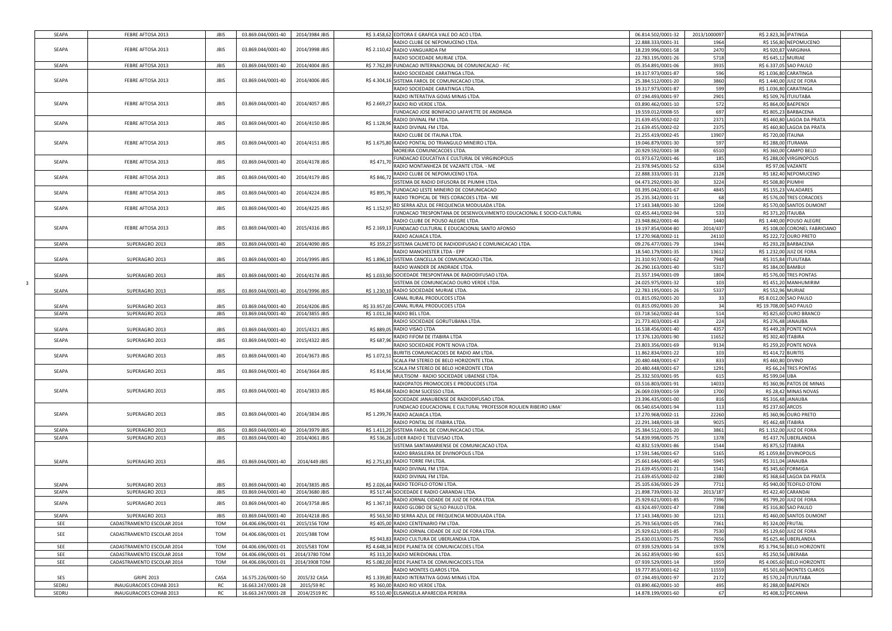| | | | | | | | | | | |
|---|---|---|---|---|---|---|---|---|---|---|
| SEAPA | FEBRE AFTOSA 2013 | JBIS | 03.869.044/0001-40 | 2014/3984 JBIS | R$ 3.458,62 | EDITORA E GRAFICA VALE DO ACO LTDA. | 06.814.502/0001-32 | 2013/1000097 | R$ 2.823,36 | IPATINGA |
| SEAPA | FEBRE AFTOSA 2013 | JBIS | 03.869.044/0001-40 | 2014/3998 JBIS | R$ 2.110,42 | RADIO CLUBE DE NEPOMUCENO LTDA. | 22.888.333/0001-31 | 1964 | R$ 156,80 | NEPOMUCENO |
| | | | | | | RADIO VANGUARDA FM | 18.239.996/0001-58 | 2470 | R$ 920,87 | VARGINHA |
| | | | | | | RADIO SOCIEDADE MURIAE LTDA. | 22.783.195/0001-26 | 5718 | R$ 645,12 | MURIAE |
| SEAPA | FEBRE AFTOSA 2013 | JBIS | 03.869.044/0001-40 | 2014/4004 JBIS | R$ 7.762,89 | FUNDACAO INTERNACIONAL DE COMUNICACAO - FIC | 05.354.891/0001-06 | 3935 | R$ 6.337,05 | SAO PAULO |
| SEAPA | FEBRE AFTOSA 2013 | JBIS | 03.869.044/0001-40 | 2014/4006 JBIS | R$ 4.304,16 | RADIO SOCIEDADE CARATINGA LTDA. | 19.317.973/0001-87 | 596 | R$ 1.036,80 | CARATINGA |
| | | | | | | SISTEMA FAROL DE COMUNICACAO LTDA. | 25.384.512/0001-20 | 3860 | R$ 1.440,00 | JUIZ DE FORA |
| | | | | | | RADIO SOCIEDADE CARATINGA LTDA. | 19.317.973/0001-87 | 599 | R$ 1.036,80 | CARATINGA |
| SEAPA | FEBRE AFTOSA 2013 | JBIS | 03.869.044/0001-40 | 2014/4057 JBIS | R$ 2.669,27 | RADIO INTERATIVA GOIAS MINAS LTDA. | 07.194.493/0001-97 | 2901 | R$ 509,76 | ITUIUTABA |
| | | | | | | RADIO RIO VERDE LTDA. | 03.890.462/0001-10 | 572 | R$ 864,00 | BAEPENDI |
| | | | | | | FUNDACAO JOSE BONIFACIO LAFAYETTE DE ANDRADA | 19.559.012/0008-55 | 697 | R$ 805,23 | BARBACENA |
| SEAPA | FEBRE AFTOSA 2013 | JBIS | 03.869.044/0001-40 | 2014/4150 JBIS | R$ 1.128,96 | RADIO DIVINAL FM LTDA. | 21.639.455/0002-02 | 2371 | R$ 460,80 | LAGOA DA PRATA |
| | | | | | | RADIO DIVINAL FM LTDA. | 21.639.455/0002-02 | 2375 | R$ 460,80 | LAGOA DA PRATA |
| SEAPA | FEBRE AFTOSA 2013 | JBIS | 03.869.044/0001-40 | 2014/4151 JBIS | R$ 1.675,80 | RADIO CLUBE DE ITAUNA LTDA. | 21.255.419/0002-45 | 13907 | R$ 720,00 | ITAUNA |
| | | | | | | RADIO PONTAL DO TRIANGULO MINEIRO LTDA. | 19.046.879/0001-30 | 597 | R$ 288,00 | ITURAMA |
| | | | | | | MOREIRA COMUNICACOES LTDA. | 20.929.592/0001-38 | 6510 | R$ 360,00 | CAMPO BELO |
| SEAPA | FEBRE AFTOSA 2013 | JBIS | 03.869.044/0001-40 | 2014/4178 JBIS | R$ 471,70 | FUNDACAO EDUCATIVA E CULTURAL DE VIRGINOPOLIS | 01.973.672/0001-46 | 185 | R$ 288,00 | VIRGINOPOLIS |
| | | | | | | RADIO MONTANHEZA DE VAZANTE LTDA. - ME | 21.978.945/0001-52 | 6334 | R$ 97,06 | VAZANTE |
| SEAPA | FEBRE AFTOSA 2013 | JBIS | 03.869.044/0001-40 | 2014/4179 JBIS | R$ 846,72 | RADIO CLUBE DE NEPOMUCENO LTDA. | 22.888.333/0001-31 | 2128 | R$ 182,40 | NEPOMUCENO |
| | | | | | | SISTEMA DE RADIO DIFUSORA DE PIUMHI LTDA. | 04.473.292/0001-30 | 3224 | R$ 508,80 | PIUMHI |
| SEAPA | FEBRE AFTOSA 2013 | JBIS | 03.869.044/0001-40 | 2014/4224 JBIS | R$ 895,76 | FUNDACAO LESTE MINEIRO DE COMUNICACAO | 03.395.042/0001-67 | 4845 | R$ 155,23 | VALADARES |
| | | | | | | RADIO TROPICAL DE TRES CORACOES LTDA - ME | 25.235.342/0001-11 | 68 | R$ 576,00 | TRES CORACOES |
| SEAPA | FEBRE AFTOSA 2013 | JBIS | 03.869.044/0001-40 | 2014/4225 JBIS | R$ 1.152,97 | RD SERRA AZUL DE FREQUENCIA MODULADA LTDA. | 17.143.348/0001-30 | 1204 | R$ 570,00 | SANTOS DUMONT |
| | | | | | | FUNDACAO TRESPONTANA DE DESENVOLVIMENTO EDUCACIONAL E SOCIO-CULTURAL | 02.455.441/0002-94 | 533 | R$ 371,20 | ITAJUBA |
| SEAPA | FEBRE AFTOSA 2013 | JBIS | 03.869.044/0001-40 | 2015/4316 JBIS | R$ 2.169,13 | RADIO CLUBE DE POUSO ALEGRE LTDA. | 23.948.862/0001-46 | 1440 | R$ 1.440,00 | POUSO ALEGRE |
| | | | | | | FUNDACAO CULTURAL E EDUCACIONAL SANTO AFONSO | 19.197.854/0004-80 | 2014/437 | R$ 108,00 | CORONEL FABRICIANO |
| | | | | | | RADIO ACAIACA LTDA. | 17.270.968/0002-11 | 24110 | R$ 222,72 | OURO PRETO |
| SEAPA | SUPERAGRO 2013 | JBIS | 03.869.044/0001-40 | 2014/4090 JBIS | R$ 359,27 | SISTEMA CALMETO DE RADIODIFUSAO E COMUNICACAO LTDA. | 09.276.477/0001-79 | 1944 | R$ 293,28 | BARBACENA |
| SEAPA | SUPERAGRO 2013 | JBIS | 03.869.044/0001-40 | 2014/3995 JBIS | R$ 1.896,10 | RADIO MANCHESTER LTDA - EPP | 18.540.179/0001-35 | 13612 | R$ 1.232,00 | JUIZ DE FORA |
| | | | | | | SISTEMA CANCELLA DE COMUNICACAO LTDA. | 21.310.917/0001-62 | 7948 | R$ 315,84 | ITUIUTABA |
| | | | | | | RADIO WANDER DE ANDRADE LTDA. | 26.290.163/0001-40 | 5317 | R$ 384,00 | BAMBUI |
| SEAPA | SUPERAGRO 2013 | JBIS | 03.869.044/0001-40 | 2014/4174 JBIS | R$ 1.033,90 | SOCIEDADE TRESPONTANA DE RADIODIFUSAO LTDA. | 21.557.194/0001-09 | 1804 | R$ 576,00 | TRES PONTAS |
| SEAPA | SUPERAGRO 2013 | JBIS | 03.869.044/0001-40 | 2014/3996 JBIS | R$ 1.230,10 | SISTEMA DE COMUNICACAO OURO VERDE LTDA. | 24.025.975/0001-32 | 103 | R$ 451,20 | MANHUMIRIM |
| | | | | | | RADIO SOCIEDADE MURIAE LTDA. | 22.783.195/0001-26 | 5337 | R$ 552,96 | MURIAE |
| | | | | | | CANAL RURAL PRODUCOES LTDA | 01.815.092/0001-20 | 33 | R$ 8.012,00 | SAO PAULO |
| SEAPA | SUPERAGRO 2013 | JBIS | 03.869.044/0001-40 | 2014/4206 JBIS | R$ 33.957,00 | CANAL RURAL PRODUCOES LTDA | 01.815.092/0001-20 | 34 | R$ 19.708,00 | SAO PAULO |
| SEAPA | SUPERAGRO 2013 | JBIS | 03.869.044/0001-40 | 2014/3855 JBIS | R$ 1.011,36 | RADIO BEL LTDA. | 03.718.562/0002-44 | 514 | R$ 825,60 | OURO BRANCO |
| SEAPA | SUPERAGRO 2013 | JBIS | 03.869.044/0001-40 | 2015/4321 JBIS | R$ 889,05 | RADIO SOCIEDADE GORUTUBANA LTDA. | 21.773.403/0001-43 | 224 | R$ 276,48 | JANAUBA |
| | | | | | | RADIO VISAO LTDA | 16.538.456/0001-40 | 4357 | R$ 449,28 | PONTE NOVA |
| SEAPA | SUPERAGRO 2013 | JBIS | 03.869.044/0001-40 | 2015/4322 JBIS | R$ 687,96 | RADIO FIFOM DE ITABIRA LTDA | 17.376.120/0001-90 | 11652 | R$ 302,40 | ITABIRA |
| | | | | | | RADIO SOCIEDADE PONTE NOVA LTDA. | 23.803.356/0001-69 | 9134 | R$ 259,20 | PONTE NOVA |
| SEAPA | SUPERAGRO 2013 | JBIS | 03.869.044/0001-40 | 2014/3673 JBIS | R$ 1.072,51 | BURITIS COMUNICACOES DE RADIO AM LTDA. | 11.862.834/0001-22 | 103 | R$ 414,72 | BURITIS |
| | | | | | | SCALA FM STEREO DE BELO HORIZONTE LTDA. | 20.480.448/0001-67 | 833 | R$ 460,80 | DIVINO |
| SEAPA | SUPERAGRO 2013 | JBIS | 03.869.044/0001-40 | 2014/3664 JBIS | R$ 814,96 | SCALA FM STEREO DE BELO HORIZONTE LTDA | 20.480.448/0001-67 | 1291 | R$ 66,24 | TRES PONTAS |
| | | | | | | MULTISOM - RADIO SOCIEDADE UBAENSE LTDA. | 25.332.503/0001-95 | 615 | R$ 599,04 | UBA |
| SEAPA | SUPERAGRO 2013 | JBIS | 03.869.044/0001-40 | 2014/3833 JBIS | R$ 864,66 | RADIOPATOS PROMOCOES E PRODUCOES LTDA | 03.516.803/0001-91 | 14033 | R$ 360,96 | PATOS DE MINAS |
| | | | | | | RADIO BOM SUCESSO LTDA. | 26.069.039/0001-59 | 1700 | R$ 28,42 | MINAS NOVAS |
| | | | | | | SOCIEDADE JANAUBENSE DE RADIODIFUSAO LTDA. | 23.396.435/0001-00 | 816 | R$ 316,48 | JANAUBA |
| SEAPA | SUPERAGRO 2013 | JBIS | 03.869.044/0001-40 | 2014/3834 JBIS | R$ 1.299,76 | FUNDACAO EDUCACIONAL E CULTURAL 'PROFESSOR ROULIEN RIBEIRO LIMA' | 06.540.654/0001-94 | 113 | R$ 237,60 | ARCOS |
| | | | | | | RADIO ACAIACA LTDA. | 17.270.968/0002-11 | 22260 | R$ 360,96 | OURO PRETO |
| | | | | | | RADIO PONTAL DE ITABIRA LTDA. | 22.291.348/0001-18 | 9025 | R$ 462,48 | ITABIRA |
| SEAPA | SUPERAGRO 2013 | JBIS | 03.869.044/0001-40 | 2014/3979 JBIS | R$ 1.411,20 | SISTEMA FAROL DE COMUNICACAO LTDA. | 25.384.512/0001-20 | 3861 | R$ 1.152,00 | JUIZ DE FORA |
| SEAPA | SUPERAGRO 2013 | JBIS | 03.869.044/0001-40 | 2014/4061 JBIS | R$ 536,26 | LIDER RADIO E TELEVISAO LTDA. | 54.839.998/0005-75 | 1378 | R$ 437,76 | UBERLANDIA |
| SEAPA | SUPERAGRO 2013 | JBIS | 03.869.044/0001-40 | 2014/449 JBIS | R$ 2.751,83 | SISTEMA SANTAMARIENSE DE COMUNICACAO LTDA. | 42.832.519/0001-86 | 1544 | R$ 875,52 | ITABIRA |
| | | | | | | RADIO BRASILEIRA DE DIVINOPOLIS LTDA | 17.591.546/0001-67 | 5165 | R$ 1.059,84 | DIVINOPOLIS |
| | | | | | | RADIO TORRE FM LTDA. | 25.661.646/0001-40 | 5945 | R$ 311,04 | JANAUBA |
| | | | | | | RADIO DIVINAL FM LTDA. | 21.639.455/0001-21 | 1541 | R$ 345,60 | FORMIGA |
| | | | | | | RADIO DIVINAL FM LTDA. | 21.639.455/0002-02 | 2380 | R$ 368,64 | LAGOA DA PRATA |
| SEAPA | SUPERAGRO 2013 | JBIS | 03.869.044/0001-40 | 2014/3835 JBIS | R$ 2.026,44 | RADIO TEOFILO OTONI LTDA. | 25.105.636/0001-29 | 7711 | R$ 940,00 | TEOFILO OTONI |
| SEAPA | SUPERAGRO 2013 | JBIS | 03.869.044/0001-40 | 2014/3680 JBIS | R$ 517,44 | SOCIEDADE E RADIO CARANDAI LTDA. | 21.898.739/0001-32 | 2013/187 | R$ 422,40 | CARANDAI |
| SEAPA | SUPERAGRO 2013 | JBIS | 03.869.044/0001-40 | 2014/3758 JBIS | R$ 1.367,10 | RADIO JORNAL CIDADE DE JUIZ DE FORA LTDA. | 25.929.621/0001-85 | 7396 | R$ 799,20 | JUIZ DE FORA |
| | | | | | | RADIO GLOBO DE Sï¿½O PAULO LTDA. | 43.924.497/0001-47 | 7398 | R$ 316,80 | SAO PAULO |
| SEAPA | SUPERAGRO 2013 | JBIS | 03.869.044/0001-40 | 2014/4218 JBIS | R$ 563,50 | RD SERRA AZUL DE FREQUENCIA MODULADA LTDA. | 17.143.348/0001-30 | 1211 | R$ 460,00 | SANTOS DUMONT |
| SEE | CADASTRAMENTO ESCOLAR 2014 | TOM | 04.406.696/0001-01 | 2015/156 TOM | R$ 405,00 | RADIO CENTENARIO FM LTDA. | 25.793.563/0001-05 | 7361 | R$ 324,00 | FRUTAL |
| SEE | CADASTRAMENTO ESCOLAR 2014 | TOM | 04.406.696/0001-01 | 2015/388 TOM | R$ 943,83 | RADIO JORNAL CIDADE DE JUIZ DE FORA LTDA. | 25.929.621/0001-85 | 7530 | R$ 129,60 | JUIZ DE FORA |
| | | | | | | RADIO CULTURA DE UBERLANDIA LTDA. | 25.630.013/0001-75 | 7656 | R$ 625,46 | UBERLANDIA |
| SEE | CADASTRAMENTO ESCOLAR 2014 | TOM | 04.406.696/0001-01 | 2015/583 TOM | R$ 4.648,34 | REDE PLANETA DE COMUNICACOES LTDA | 07.939.529/0001-14 | 1978 | R$ 3.794,56 | BELO HORIZONTE |
| SEE | CADASTRAMENTO ESCOLAR 2014 | TOM | 04.406.696/0001-01 | 2014/3780 TOM | R$ 313,20 | RADIO MERIDIONAL LTDA. | 26.162.859/0001-90 | 615 | R$ 250,56 | UBERABA |
| SEE | CADASTRAMENTO ESCOLAR 2014 | TOM | 04.406.696/0001-01 | 2014/3908 TOM | R$ 5.082,00 | REDE PLANETA DE COMUNICACOES LTDA | 07.939.529/0001-14 | 1959 | R$ 4.065,60 | BELO HORIZONTE |
| SES | GRIPE 2013 | CASA | 16.575.226/0001-50 | 2015/32 CASA | R$ 1.339,80 | RADIO MONTES CLAROS LTDA. | 19.777.853/0001-62 | 11559 | R$ 501,60 | MONTES CLAROS |
| | | | | | | RADIO INTERATIVA GOIAS MINAS LTDA. | 07.194.493/0001-97 | 2172 | R$ 570,24 | ITUIUTABA |
| SEDRU | INAUGURACOES COHAB 2013 | RC | 16.663.247/0001-28 | 2015/59 RC | R$ 360,00 | RADIO RIO VERDE LTDA. | 03.890.462/0001-10 | 495 | R$ 288,00 | BAEPENDI |
| SEDRU | INAUGURACOES COHAB 2013 | RC | 16.663.247/0001-28 | 2014/2519 RC | R$ 510,40 | ELISANGELA APARECIDA PEREIRA | 14.878.199/0001-60 | 67 | R$ 408,32 | PECANHA |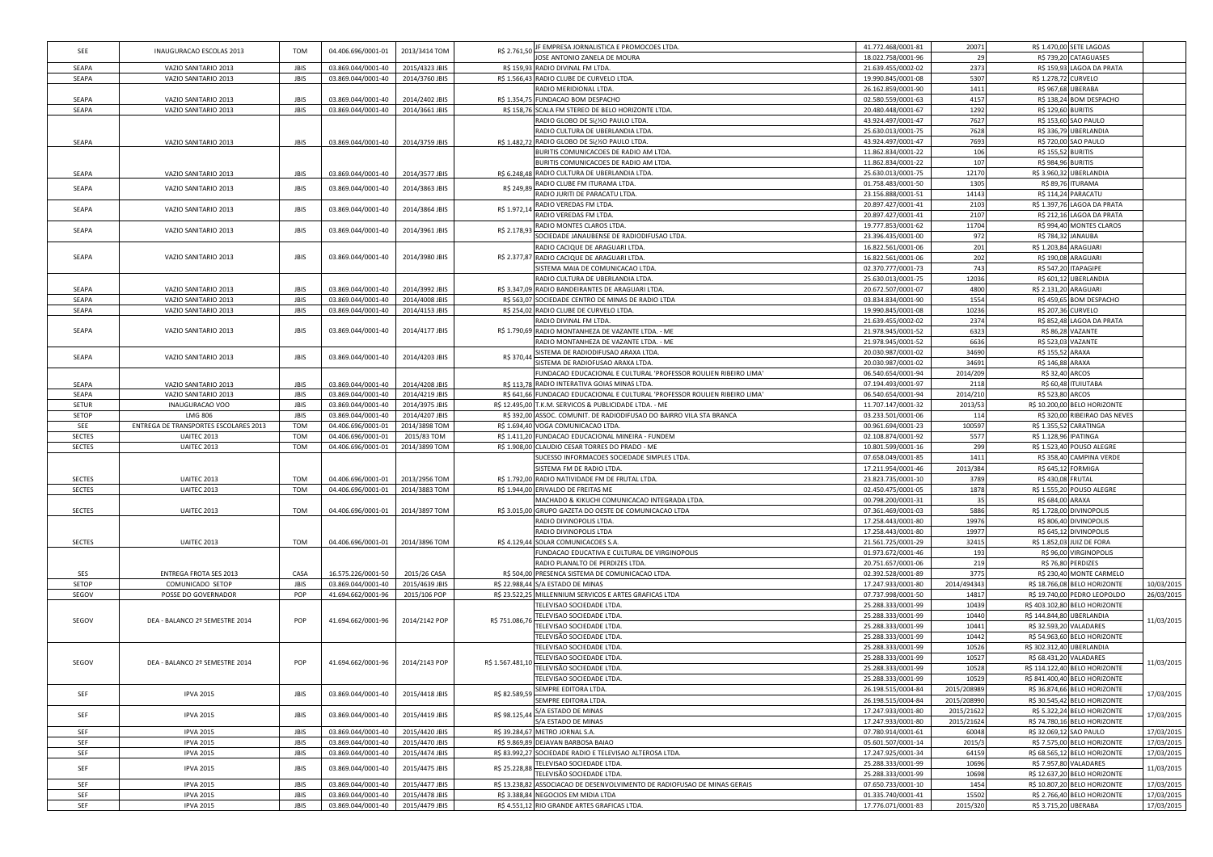| | | | | | | | | | | | | |
|---|---|---|---|---|---|---|---|---|---|---|---|---|
| SEE | INAUGURACAO ESCOLAS 2013 | TOM | 04.406.696/0001-01 | 2013/3414 TOM | R$ 2.761,50 | JF EMPRESA JORNALISTICA E PROMOCOES LTDA. | 41.772.468/0001-81 | 20071 | R$ 1.470,00 | SETE LAGOAS | |
| | | | | | | JOSE ANTONIO ZANELA DE MOURA | 18.022.758/0001-96 | 29 | R$ 739,20 | CATAGUASES | |
| SEAPA | VAZIO SANITARIO 2013 | JBIS | 03.869.044/0001-40 | 2015/4323 JBIS | R$ 159,93 | RADIO DIVINAL FM LTDA. | 21.639.455/0002-02 | 2373 | R$ 159,93 | LAGOA DA PRATA | |
| SEAPA | VAZIO SANITARIO 2013 | JBIS | 03.869.044/0001-40 | 2014/3760 JBIS | R$ 1.566,43 | RADIO CLUBE DE CURVELO LTDA. | 19.990.845/0001-08 | 5307 | R$ 1.278,72 | CURVELO | |
| | | | | | | RADIO MERIDIONAL LTDA. | 26.162.859/0001-90 | 1411 | R$ 967,68 | UBERABA | |
| SEAPA | VAZIO SANITARIO 2013 | JBIS | 03.869.044/0001-40 | 2014/2402 JBIS | R$ 1.354,75 | FUNDACAO BOM DESPACHO | 02.580.559/0001-63 | 4157 | R$ 138,24 | BOM DESPACHO | |
| SEAPA | VAZIO SANITARIO 2013 | JBIS | 03.869.044/0001-40 | 2014/3661 JBIS | R$ 158,76 | SCALA FM STEREO DE BELO HORIZONTE LTDA. | 20.480.448/0001-67 | 1292 | R$ 129,60 | BURITIS | |
| | | | | | | RADIO GLOBO DE Sï¿½O PAULO LTDA. | 43.924.497/0001-47 | 7627 | R$ 153,60 | SAO PAULO | |
| | | | | | | RADIO CULTURA DE UBERLANDIA LTDA. | 25.630.013/0001-75 | 7628 | R$ 336,79 | UBERLANDIA | |
| SEAPA | VAZIO SANITARIO 2013 | JBIS | 03.869.044/0001-40 | 2014/3759 JBIS | R$ 1.482,72 | RADIO GLOBO DE Sï¿½O PAULO LTDA. | 43.924.497/0001-47 | 7693 | R$ 720,00 | SAO PAULO | |
| | | | | | | BURITIS COMUNICACOES DE RADIO AM LTDA. | 11.862.834/0001-22 | 106 | R$ 155,52 | BURITIS | |
| | | | | | | BURITIS COMUNICACOES DE RADIO AM LTDA. | 11.862.834/0001-22 | 107 | R$ 984,96 | BURITIS | |
| SEAPA | VAZIO SANITARIO 2013 | JBIS | 03.869.044/0001-40 | 2014/3577 JBIS | R$ 6.248,48 | RADIO CULTURA DE UBERLANDIA LTDA. | 25.630.013/0001-75 | 12170 | R$ 3.960,32 | UBERLANDIA | |
| SEAPA | VAZIO SANITARIO 2013 | JBIS | 03.869.044/0001-40 | 2014/3863 JBIS | R$ 249,89 | RADIO CLUBE FM ITURAMA LTDA. | 01.758.483/0001-50 | 1305 | R$ 89,76 | ITURAMA | |
| | | | | | | RADIO JURITI DE PARACATU LTDA. | 23.156.888/0001-51 | 14143 | R$ 114,24 | PARACATU | |
| SEAPA | VAZIO SANITARIO 2013 | JBIS | 03.869.044/0001-40 | 2014/3864 JBIS | R$ 1.972,14 | RADIO VEREDAS FM LTDA. | 20.897.427/0001-41 | 2103 | R$ 1.397,76 | LAGOA DA PRATA | |
| | | | | | | RADIO VEREDAS FM LTDA. | 20.897.427/0001-41 | 2107 | R$ 212,16 | LAGOA DA PRATA | |
| SEAPA | VAZIO SANITARIO 2013 | JBIS | 03.869.044/0001-40 | 2014/3961 JBIS | R$ 2.178,93 | RADIO MONTES CLAROS LTDA. | 19.777.853/0001-62 | 11704 | R$ 994,40 | MONTES CLAROS | |
| | | | | | | SOCIEDADE JANAUBENSE DE RADIODIFUSAO LTDA. | 23.396.435/0001-00 | 972 | R$ 784,32 | JANAUBA | |
| | | | | | | RADIO CACIQUE DE ARAGUARI LTDA. | 16.822.561/0001-06 | 201 | R$ 1.203,84 | ARAGUARI | |
| SEAPA | VAZIO SANITARIO 2013 | JBIS | 03.869.044/0001-40 | 2014/3980 JBIS | R$ 2.377,87 | RADIO CACIQUE DE ARAGUARI LTDA. | 16.822.561/0001-06 | 202 | R$ 190,08 | ARAGUARI | |
| | | | | | | SISTEMA MAIA DE COMUNICACAO LTDA. | 02.370.777/0001-73 | 743 | R$ 547,20 | ITAPAGIPE | |
| | | | | | | RADIO CULTURA DE UBERLANDIA LTDA. | 25.630.013/0001-75 | 12036 | R$ 601,12 | UBERLANDIA | |
| SEAPA | VAZIO SANITARIO 2013 | JBIS | 03.869.044/0001-40 | 2014/3992 JBIS | R$ 3.347,09 | RADIO BANDEIRANTES DE ARAGUARI LTDA. | 20.672.507/0001-07 | 4800 | R$ 2.131,20 | ARAGUARI | |
| SEAPA | VAZIO SANITARIO 2013 | JBIS | 03.869.044/0001-40 | 2014/4008 JBIS | R$ 563,07 | SOCIEDADE CENTRO DE MINAS DE RADIO LTDA | 03.834.834/0001-90 | 1554 | R$ 459,65 | BOM DESPACHO | |
| SEAPA | VAZIO SANITARIO 2013 | JBIS | 03.869.044/0001-40 | 2014/4153 JBIS | R$ 254,02 | RADIO CLUBE DE CURVELO LTDA. | 19.990.845/0001-08 | 10236 | R$ 207,36 | CURVELO | |
| | | | | | | RADIO DIVINAL FM LTDA. | 21.639.455/0002-02 | 2374 | R$ 852,48 | LAGOA DA PRATA | |
| SEAPA | VAZIO SANITARIO 2013 | JBIS | 03.869.044/0001-40 | 2014/4177 JBIS | R$ 1.790,69 | RADIO MONTANHEZA DE VAZANTE LTDA. - ME | 21.978.945/0001-52 | 6323 | R$ 86,28 | VAZANTE | |
| | | | | | | RADIO MONTANHEZA DE VAZANTE LTDA. - ME | 21.978.945/0001-52 | 6636 | R$ 523,03 | VAZANTE | |
| SEAPA | VAZIO SANITARIO 2013 | JBIS | 03.869.044/0001-40 | 2014/4203 JBIS | R$ 370,44 | SISTEMA DE RADIODIFUSAO ARAXA LTDA. | 20.030.987/0001-02 | 34690 | R$ 155,52 | ARAXA | |
| | | | | | | SISTEMA DE RADIOFUSAO ARAXA LTDA. | 20.030.987/0001-02 | 34691 | R$ 146,88 | ARAXA | |
| | | | | | | FUNDACAO EDUCACIONAL E CULTURAL 'PROFESSOR ROULIEN RIBEIRO LIMA' | 06.540.654/0001-94 | 2014/209 | R$ 32,40 | ARCOS | |
| SEAPA | VAZIO SANITARIO 2013 | JBIS | 03.869.044/0001-40 | 2014/4208 JBIS | R$ 113,78 | RADIO INTERATIVA GOIAS MINAS LTDA. | 07.194.493/0001-97 | 2118 | R$ 60,48 | ITUIUTABA | |
| SEAPA | VAZIO SANITARIO 2013 | JBIS | 03.869.044/0001-40 | 2014/4219 JBIS | R$ 641,66 | FUNDACAO EDUCACIONAL E CULTURAL 'PROFESSOR ROULIEN RIBEIRO LIMA' | 06.540.654/0001-94 | 2014/210 | R$ 523,80 | ARCOS | |
| SETUR | INAUGURACAO VOO | JBIS | 03.869.044/0001-40 | 2014/3975 JBIS | R$ 12.495,00 | T.K.M. SERVICOS & PUBLICIDADE LTDA. - ME | 11.707.147/0001-32 | 2013/53 | R$ 10.200,00 | BELO HORIZONTE | |
| SETOP | LMG 806 | JBIS | 03.869.044/0001-40 | 2014/4207 JBIS | R$ 392,00 | ASSOC. COMUNIT. DE RADIODIFUSAO DO BAIRRO VILA STA BRANCA | 03.233.501/0001-06 | 114 | R$ 320,00 | RIBEIRAO DAS NEVES | |
| SEE | ENTREGA DE TRANSPORTES ESCOLARES 2013 | TOM | 04.406.696/0001-01 | 2014/3898 TOM | R$ 1.694,40 | VOGA COMUNICACAO LTDA. | 00.961.694/0001-23 | 100597 | R$ 1.355,52 | CARATINGA | |
| SECTES | UAITEC 2013 | TOM | 04.406.696/0001-01 | 2015/83 TOM | R$ 1.411,20 | FUNDACAO EDUCACIONAL MINEIRA - FUNDEM | 02.108.874/0001-92 | 5577 | R$ 1.128,96 | IPATINGA | |
| SECTES | UAITEC 2013 | TOM | 04.406.696/0001-01 | 2014/3899 TOM | R$ 1.908,00 | CLAUDIO CESAR TORRES DO PRADO - ME | 10.801.599/0001-16 | 299 | R$ 1.523,40 | POUSO ALEGRE | |
| | | | | | | SUCESSO INFORMACOES SOCIEDADE SIMPLES LTDA. | 07.658.049/0001-85 | 1411 | R$ 358,40 | CAMPINA VERDE | |
| | | | | | | SISTEMA FM DE RADIO LTDA. | 17.211.954/0001-46 | 2013/384 | R$ 645,12 | FORMIGA | |
| SECTES | UAITEC 2013 | TOM | 04.406.696/0001-01 | 2013/2956 TOM | R$ 1.792,00 | RADIO NATIVIDADE FM DE FRUTAL LTDA. | 23.823.735/0001-10 | 3789 | R$ 430,08 | FRUTAL | |
| SECTES | UAITEC 2013 | TOM | 04.406.696/0001-01 | 2014/3883 TOM | R$ 1.944,00 | ERIVALDO DE FREITAS ME | 02.450.475/0001-05 | 1878 | R$ 1.555,20 | POUSO ALEGRE | |
| | | | | | | MACHADO & KIKUCHI COMUNICACAO INTEGRADA LTDA. | 00.798.200/0001-31 | 35 | R$ 684,00 | ARAXA | |
| SECTES | UAITEC 2013 | TOM | 04.406.696/0001-01 | 2014/3897 TOM | R$ 3.015,00 | GRUPO GAZETA DO OESTE DE COMUNICACAO LTDA | 07.361.469/0001-03 | 5886 | R$ 1.728,00 | DIVINOPOLIS | |
| | | | | | | RADIO DIVINOPOLIS LTDA. | 17.258.443/0001-80 | 19976 | R$ 806,40 | DIVINOPOLIS | |
| | | | | | | RADIO DIVINOPOLIS LTDA | 17.258.443/0001-80 | 19977 | R$ 645,12 | DIVINOPOLIS | |
| SECTES | UAITEC 2013 | TOM | 04.406.696/0001-01 | 2014/3896 TOM | R$ 4.129,44 | SOLAR COMUNICACOES S.A. | 21.561.725/0001-29 | 32415 | R$ 1.852,03 | JUIZ DE FORA | |
| | | | | | | FUNDACAO EDUCATIVA E CULTURAL DE VIRGINOPOLIS | 01.973.672/0001-46 | 193 | R$ 96,00 | VIRGINOPOLIS | |
| | | | | | | RADIO PLANALTO DE PERDIZES LTDA. | 20.751.657/0001-06 | 219 | R$ 76,80 | PERDIZES | |
| SES | ENTREGA FROTA SES 2013 | CASA | 16.575.226/0001-50 | 2015/26 CASA | R$ 504,00 | PRESENCA SISTEMA DE COMUNICACAO LTDA. | 02.392.528/0001-89 | 3775 | R$ 230,40 | MONTE CARMELO | |
| SETOP | COMUNICADO SETOP | JBIS | 03.869.044/0001-40 | 2015/4639 JBIS | R$ 22.988,44 | S/A ESTADO DE MINAS | 17.247.933/0001-80 | 2014/494343 | R$ 18.766,08 | BELO HORIZONTE | 10/03/2015 |
| SEGOV | POSSE DO GOVERNADOR | POP | 41.694.662/0001-96 | 2015/106 POP | R$ 23.522,25 | MILLENNIUM SERVICOS E ARTES GRAFICAS LTDA | 07.737.998/0001-50 | 14817 | R$ 19.740,00 | PEDRO LEOPOLDO | 26/03/2015 |
| | | | | | | TELEVISAO SOCIEDADE LTDA. | 25.288.333/0001-99 | 10439 | R$ 403.102,80 | BELO HORIZONTE | |
| SEGOV | DEA - BALANCO 2º SEMESTRE 2014 | POP | 41.694.662/0001-96 | 2014/2142 POP | R$ 751.086,76 | TELEVISAO SOCIEDADE LTDA. | 25.288.333/0001-99 | 10440 | R$ 144.844,80 | UBERLANDIA | 11/03/2015 |
| | | | | | | TELEVISAO SOCIEDADE LTDA. | 25.288.333/0001-99 | 10441 | R$ 32.593,20 | VALADARES | |
| | | | | | | TELEVISÃO SOCIEDADE LTDA. | 25.288.333/0001-99 | 10442 | R$ 54.963,60 | BELO HORIZONTE | |
| | | | | | | TELEVISAO SOCIEDADE LTDA. | 25.288.333/0001-99 | 10526 | R$ 302.312,40 | UBERLANDIA | |
| SEGOV | DEA - BALANCO 2º SEMESTRE 2014 | POP | 41.694.662/0001-96 | 2014/2143 POP | R$ 1.567.481,10 | TELEVISAO SOCIEDADE LTDA. | 25.288.333/0001-99 | 10527 | R$ 68.431,20 | VALADARES | 11/03/2015 |
| | | | | | | TELEVISÃO SOCIEDADE LTDA. | 25.288.333/0001-99 | 10528 | R$ 114.122,40 | BELO HORIZONTE | |
| | | | | | | TELEVISAO SOCIEDADE LTDA. | 25.288.333/0001-99 | 10529 | R$ 841.400,40 | BELO HORIZONTE | |
| SEF | IPVA 2015 | JBIS | 03.869.044/0001-40 | 2015/4418 JBIS | R$ 82.589,59 | SEMPRE EDITORA LTDA. | 26.198.515/0004-84 | 2015/208989 | R$ 36.874,66 | BELO HORIZONTE | 17/03/2015 |
| | | | | | | SEMPRE EDITORA LTDA. | 26.198.515/0004-84 | 2015/208990 | R$ 30.545,42 | BELO HORIZONTE | |
| SEF | IPVA 2015 | JBIS | 03.869.044/0001-40 | 2015/4419 JBIS | R$ 98.125,44 | S/A ESTADO DE MINAS | 17.247.933/0001-80 | 2015/21622 | R$ 5.322,24 | BELO HORIZONTE | 17/03/2015 |
| | | | | | | S/A ESTADO DE MINAS | 17.247.933/0001-80 | 2015/21624 | R$ 74.780,16 | BELO HORIZONTE | |
| SEF | IPVA 2015 | JBIS | 03.869.044/0001-40 | 2015/4420 JBIS | R$ 39.284,67 | METRO JORNAL S.A. | 07.780.914/0001-61 | 60048 | R$ 32.069,12 | SAO PAULO | 17/03/2015 |
| SEF | IPVA 2015 | JBIS | 03.869.044/0001-40 | 2015/4470 JBIS | R$ 9.869,89 | DEJAVAN BARBOSA BAIAO | 05.601.507/0001-14 | 2015/3 | R$ 7.575,00 | BELO HORIZONTE | 17/03/2015 |
| SEF | IPVA 2015 | JBIS | 03.869.044/0001-40 | 2015/4474 JBIS | R$ 83.992,27 | SOCIEDADE RADIO E TELEVISAO ALTEROSA LTDA. | 17.247.925/0001-34 | 64159 | R$ 68.565,12 | BELO HORIZONTE | 17/03/2015 |
| SEF | IPVA 2015 | JBIS | 03.869.044/0001-40 | 2015/4475 JBIS | R$ 25.228,88 | TELEVISAO SOCIEDADE LTDA. | 25.288.333/0001-99 | 10696 | R$ 7.957,80 | VALADARES | 11/03/2015 |
| | | | | | | TELEVISÃO SOCIEDADE LTDA. | 25.288.333/0001-99 | 10698 | R$ 12.637,20 | BELO HORIZONTE | |
| SEF | IPVA 2015 | JBIS | 03.869.044/0001-40 | 2015/4477 JBIS | R$ 13.238,82 | ASSOCIACAO DE DESENVOLVIMENTO DE RADIOFUSAO DE MINAS GERAIS | 07.650.733/0001-10 | 1454 | R$ 10.807,20 | BELO HORIZONTE | 17/03/2015 |
| SEF | IPVA 2015 | JBIS | 03.869.044/0001-40 | 2015/4478 JBIS | R$ 3.388,84 | NEGOCIOS EM MIDIA LTDA | 01.335.740/0001-41 | 15502 | R$ 2.766,40 | BELO HORIZONTE | 17/03/2015 |
| SEF | IPVA 2015 | JBIS | 03.869.044/0001-40 | 2015/4479 JBIS | R$ 4.551,12 | RIO GRANDE ARTES GRAFICAS LTDA. | 17.776.071/0001-83 | 2015/320 | R$ 3.715,20 | UBERABA | 17/03/2015 |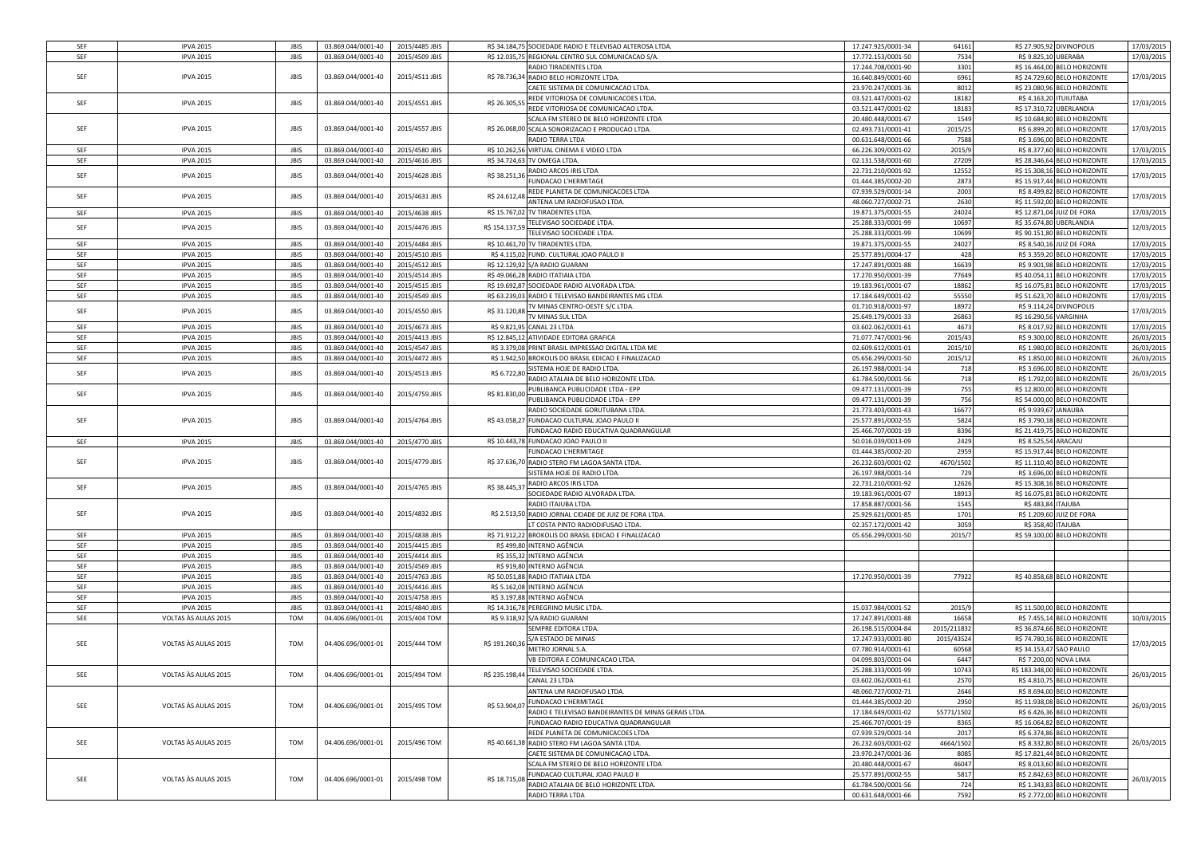| | | | | | | | | | | | |
|---|---|---|---|---|---|---|---|---|---|---|---|
| SEF | IPVA 2015 | JBIS | 03.869.044/0001-40 | 2015/4485 JBIS | R$ 34.184,75 | SOCIEDADE RADIO E TELEVISAO ALTEROSA LTDA. | 17.247.925/0001-34 | 64161 | R$ 27.905,92 | DIVINOPOLIS | 17/03/2015 |
| SEF | IPVA 2015 | JBIS | 03.869.044/0001-40 | 2015/4509 JBIS | R$ 12.035,75 | REGIONAL CENTRO SUL COMUNICACAO S/A. | 17.772.153/0001-50 | 7534 | R$ 9.825,10 | UBERABA | 17/03/2015 |
| SEF | IPVA 2015 | JBIS | 03.869.044/0001-40 | 2015/4511 JBIS | R$ 78.736,34 | RADIO TIRADENTES LTDA | 17.244.708/0001-90 | 3301 | R$ 16.464,00 | BELO HORIZONTE | 17/03/2015 |
| | | | | | | RADIO BELO HORIZONTE LTDA. | 16.640.849/0001-60 | 6961 | R$ 24.729,60 | BELO HORIZONTE | |
| | | | | | | CAETE SISTEMA DE COMUNICACAO LTDA. | 23.970.247/0001-36 | 8012 | R$ 23.080,96 | BELO HORIZONTE | |
| SEF | IPVA 2015 | JBIS | 03.869.044/0001-40 | 2015/4551 JBIS | R$ 26.305,55 | REDE VITORIOSA DE COMUNICACOES LTDA. | 03.521.447/0001-02 | 18182 | R$ 4.163,20 | ITUIUTABA | 17/03/2015 |
| | | | | | | REDE VITORIOSA DE COMUNICACAO LTDA. | 03.521.447/0001-02 | 18183 | R$ 17.310,72 | UBERLANDIA | |
| SEF | IPVA 2015 | JBIS | 03.869.044/0001-40 | 2015/4557 JBIS | R$ 26.068,00 | SCALA FM STEREO DE BELO HORIZONTE LTDA | 20.480.448/0001-67 | 1549 | R$ 10.684,80 | BELO HORIZONTE | 17/03/2015 |
| | | | | | | SCALA SONORIZACAO E PRODUCAO LTDA. | 02.493.731/0001-41 | 2015/25 | R$ 6.899,20 | BELO HORIZONTE | |
| | | | | | | RADIO TERRA LTDA | 00.631.648/0001-66 | 7588 | R$ 3.696,00 | BELO HORIZONTE | |
| SEF | IPVA 2015 | JBIS | 03.869.044/0001-40 | 2015/4580 JBIS | R$ 10.262,56 | VIRTUAL CINEMA E VIDEO LTDA | 66.226.309/0001-02 | 2015/9 | R$ 8.377,60 | BELO HORIZONTE | 17/03/2015 |
| SEF | IPVA 2015 | JBIS | 03.869.044/0001-40 | 2015/4616 JBIS | R$ 34.724,63 | TV OMEGA LTDA. | 02.131.538/0001-60 | 27209 | R$ 28.346,64 | BELO HORIZONTE | 17/03/2015 |
| SEF | IPVA 2015 | JBIS | 03.869.044/0001-40 | 2015/4628 JBIS | R$ 38.251,36 | RADIO ARCOS IRIS LTDA | 22.731.210/0001-92 | 12552 | R$ 15.308,16 | BELO HORIZONTE | 17/03/2015 |
| | | | | | | FUNDACAO L'HERMITAGE | 01.444.385/0002-20 | 2873 | R$ 15.917,44 | BELO HORIZONTE | |
| SEF | IPVA 2015 | JBIS | 03.869.044/0001-40 | 2015/4631 JBIS | R$ 24.612,48 | REDE PLANETA DE COMUNICACOES LTDA | 07.939.529/0001-14 | 2003 | R$ 8.499,82 | BELO HORIZONTE | 17/03/2015 |
| | | | | | | ANTENA UM RADIOFUSAO LTDA. | 48.060.727/0002-71 | 2630 | R$ 11.592,00 | BELO HORIZONTE | |
| SEF | IPVA 2015 | JBIS | 03.869.044/0001-40 | 2015/4638 JBIS | R$ 15.767,02 | TV TIRADENTES LTDA. | 19.871.375/0001-55 | 24024 | R$ 12.871,04 | JUIZ DE FORA | 17/03/2015 |
| SEF | IPVA 2015 | JBIS | 03.869.044/0001-40 | 2015/4476 JBIS | R$ 154.137,59 | TELEVISAO SOCIEDADE LTDA. | 25.288.333/0001-99 | 10697 | R$ 35.674,80 | UBERLANDIA | 12/03/2015 |
| | | | | | | TELEVISAO SOCIEDADE LTDA. | 25.288.333/0001-99 | 10699 | R$ 90.151,80 | BELO HORIZONTE | |
| SEF | IPVA 2015 | JBIS | 03.869.044/0001-40 | 2015/4484 JBIS | R$ 10.461,70 | TV TIRADENTES LTDA. | 19.871.375/0001-55 | 24027 | R$ 8.540,16 | JUIZ DE FORA | 17/03/2015 |
| SEF | IPVA 2015 | JBIS | 03.869.044/0001-40 | 2015/4510 JBIS | R$ 4.115,02 | FUND. CULTURAL JOAO PAULO II | 25.577.891/0004-17 | 428 | R$ 3.359,20 | BELO HORIZONTE | 17/03/2015 |
| SEF | IPVA 2015 | JBIS | 03.869.044/0001-40 | 2015/4512 JBIS | R$ 12.129,92 | S/A RADIO GUARANI | 17.247.891/0001-88 | 16639 | R$ 9.901,98 | BELO HORIZONTE | 17/03/2015 |
| SEF | IPVA 2015 | JBIS | 03.869.044/0001-40 | 2015/4514 JBIS | R$ 49.066,28 | RADIO ITATIAIA LTDA | 17.270.950/0001-39 | 77649 | R$ 40.054,11 | BELO HORIZONTE | 17/03/2015 |
| SEF | IPVA 2015 | JBIS | 03.869.044/0001-40 | 2015/4515 JBIS | R$ 19.692,87 | SOCIEDADE RADIO ALVORADA LTDA. | 19.183.961/0001-07 | 18862 | R$ 16.075,81 | BELO HORIZONTE | 17/03/2015 |
| SEF | IPVA 2015 | JBIS | 03.869.044/0001-40 | 2015/4549 JBIS | R$ 63.239,03 | RADIO E TELEVISAO BANDEIRANTES MG LTDA | 17.184.649/0001-02 | 55550 | R$ 51.623,70 | BELO HORIZONTE | 17/03/2015 |
| SEF | IPVA 2015 | JBIS | 03.869.044/0001-40 | 2015/4550 JBIS | R$ 31.120,88 | TV MINAS CENTRO-OESTE S/C LTDA. | 01.710.918/0001-97 | 18972 | R$ 9.114,24 | DIVINOPOLIS | 17/03/2015 |
| | | | | | | TV MINAS SUL LTDA | 25.649.179/0001-33 | 26863 | R$ 16.290,56 | VARGINHA | |
| SEF | IPVA 2015 | JBIS | 03.869.044/0001-40 | 2015/4673 JBIS | R$ 9.821,95 | CANAL 23 LTDA | 03.602.062/0001-61 | 4673 | R$ 8.017,92 | BELO HORIZONTE | 17/03/2015 |
| SEF | IPVA 2015 | JBIS | 03.869.044/0001-40 | 2015/4413 JBIS | R$ 12.845,12 | ATIVIDADE EDITORA GRAFICA | 71.077.747/0001-96 | 2015/43 | R$ 9.300,00 | BELO HORIZONTE | 26/03/2015 |
| SEF | IPVA 2015 | JBIS | 03.869.044/0001-40 | 2015/4547 JBIS | R$ 3.379,08 | PRINT BRASIL IMPRESSAO DIGITAL LTDA ME | 02.609.612/0001-01 | 2015/10 | R$ 1.980,00 | BELO HORIZONTE | 26/03/2015 |
| SEF | IPVA 2015 | JBIS | 03.869.044/0001-40 | 2015/4472 JBIS | R$ 1.942,50 | BROKOLIS DO BRASIL EDICAO E FINALIZACAO | 05.656.299/0001-50 | 2015/12 | R$ 1.850,00 | BELO HORIZONTE | 26/03/2015 |
| SEF | IPVA 2015 | JBIS | 03.869.044/0001-40 | 2015/4513 JBIS | R$ 6.722,80 | SISTEMA HOJE DE RADIO LTDA. | 26.197.988/0001-14 | 718 | R$ 3.696,00 | BELO HORIZONTE | 26/03/2015 |
| | | | | | | RADIO ATALAIA DE BELO HORIZONTE LTDA. | 61.784.500/0001-56 | 718 | R$ 1.792,00 | BELO HORIZONTE | |
| SEF | IPVA 2015 | JBIS | 03.869.044/0001-40 | 2015/4759 JBIS | R$ 81.830,00 | PUBLIBANCA PUBLICIDADE LTDA - EPP | 09.477.131/0001-39 | 755 | R$ 12.800,00 | BELO HORIZONTE | |
| | | | | | | PUBLIBANCA PUBLICIDADE LTDA - EPP | 09.477.131/0001-39 | 756 | R$ 54.000,00 | BELO HORIZONTE | |
| SEF | IPVA 2015 | JBIS | 03.869.044/0001-40 | 2015/4764 JBIS | R$ 43.058,27 | RADIO SOCIEDADE GORUTUBANA LTDA. | 21.773.403/0001-43 | 16677 | R$ 9.939,67 | JANAUBA | |
| | | | | | | FUNDACAO CULTURAL JOAO PAULO II | 25.577.891/0002-55 | 5824 | R$ 3.790,18 | BELO HORIZONTE | |
| | | | | | | FUNDACAO RADIO EDUCATIVA QUADRANGULAR | 25.466.707/0001-19 | 8396 | R$ 21.419,75 | BELO HORIZONTE | |
| SEF | IPVA 2015 | JBIS | 03.869.044/0001-40 | 2015/4770 JBIS | R$ 10.443,78 | FUNDACAO JOAO PAULO II | 50.016.039/0013-09 | 2429 | R$ 8.525,54 | ARACAJU | |
| SEF | IPVA 2015 | JBIS | 03.869.044/0001-40 | 2015/4779 JBIS | R$ 37.636,70 | FUNDACAO L'HERMITAGE | 01.444.385/0002-20 | 2959 | R$ 15.917,44 | BELO HORIZONTE | |
| | | | | | | RADIO STERO FM LAGOA SANTA LTDA. | 26.232.603/0001-02 | 4670/1502 | R$ 11.110,40 | BELO HORIZONTE | |
| | | | | | | SISTEMA HOJE DE RADIO LTDA. | 26.197.988/0001-14 | 729 | R$ 3.696,00 | BELO HORIZONTE | |
| SEF | IPVA 2015 | JBIS | 03.869.044/0001-40 | 2015/4765 JBIS | R$ 38.445,37 | RADIO ARCOS IRIS LTDA | 22.731.210/0001-92 | 12626 | R$ 15.308,16 | BELO HORIZONTE | |
| | | | | | | SOCIEDADE RADIO ALVORADA LTDA. | 19.183.961/0001-07 | 18913 | R$ 16.075,81 | BELO HORIZONTE | |
| SEF | IPVA 2015 | JBIS | 03.869.044/0001-40 | 2015/4832 JBIS | R$ 2.513,50 | RADIO ITAJUBA LTDA. | 17.858.887/0001-56 | 1545 | R$ 483,84 | ITAJUBA | |
| | | | | | | RADIO JORNAL CIDADE DE JUIZ DE FORA LTDA. | 25.929.621/0001-85 | 1701 | R$ 1.209,60 | JUIZ DE FORA | |
| | | | | | | LT COSTA PINTO RADIODIFUSAO LTDA. | 02.357.172/0001-42 | 3059 | R$ 358,40 | ITAJUBA | |
| SEF | IPVA 2015 | JBIS | 03.869.044/0001-40 | 2015/4838 JBIS | R$ 71.912,22 | BROKOLIS DO BRASIL EDICAO E FINALIZACAO | 05.656.299/0001-50 | 2015/7 | R$ 59.100,00 | BELO HORIZONTE | |
| SEF | IPVA 2015 | JBIS | 03.869.044/0001-40 | 2015/4415 JBIS | R$ 499,80 | INTERNO AGÊNCIA | | | | | |
| SEF | IPVA 2015 | JBIS | 03.869.044/0001-40 | 2015/4414 JBIS | R$ 355,32 | INTERNO AGÊNCIA | | | | | |
| SEF | IPVA 2015 | JBIS | 03.869.044/0001-40 | 2015/4569 JBIS | R$ 919,80 | INTERNO AGÊNCIA | | | | | |
| SEF | IPVA 2015 | JBIS | 03.869.044/0001-40 | 2015/4763 JBIS | R$ 50.051,88 | RADIO ITATIAIA LTDA | 17.270.950/0001-39 | 77922 | R$ 40.858,68 | BELO HORIZONTE | |
| SEF | IPVA 2015 | JBIS | 03.869.044/0001-40 | 2015/4416 JBIS | R$ 5.162,08 | INTERNO AGÊNCIA | | | | | |
| SEF | IPVA 2015 | JBIS | 03.869.044/0001-40 | 2015/4758 JBIS | R$ 3.197,88 | INTERNO AGÊNCIA | | | | | |
| SEF | IPVA 2015 | JBIS | 03.869.044/0001-41 | 2015/4840 JBIS | R$ 14.316,78 | PEREGRINO MUSIC LTDA. | 15.037.984/0001-52 | 2015/9 | R$ 11.500,00 | BELO HORIZONTE | |
| SEE | VOLTAS ÀS AULAS 2015 | TOM | 04.406.696/0001-01 | 2015/404 TOM | R$ 9.318,92 | S/A RADIO GUARANI | 17.247.891/0001-88 | 16658 | R$ 7.455,14 | BELO HORIZONTE | 10/03/2015 |
| SEE | VOLTAS ÀS AULAS 2015 | TOM | 04.406.696/0001-01 | 2015/444 TOM | R$ 191.260,36 | SEMPRE EDITORA LTDA. | 26.198.515/0004-84 | 2015/211832 | R$ 36.874,66 | BELO HORIZONTE | 17/03/2015 |
| | | | | | | S/A ESTADO DE MINAS | 17.247.933/0001-80 | 2015/43524 | R$ 74.780,16 | BELO HORIZONTE | |
| | | | | | | METRO JORNAL S.A. | 07.780.914/0001-61 | 60568 | R$ 34.153,47 | SAO PAULO | |
| | | | | | | VB EDITORA E COMUNICACAO LTDA. | 04.099.803/0001-04 | 6447 | R$ 7.200,00 | NOVA LIMA | |
| SEE | VOLTAS ÀS AULAS 2015 | TOM | 04.406.696/0001-01 | 2015/494 TOM | R$ 235.198,44 | TELEVISAO SOCIEDADE LTDA. | 25.288.333/0001-99 | 10743 | R$ 183.348,00 | BELO HORIZONTE | 26/03/2015 |
| | | | | | | CANAL 23 LTDA | 03.602.062/0001-61 | 2570 | R$ 4.810,75 | BELO HORIZONTE | |
| SEE | VOLTAS ÀS AULAS 2015 | TOM | 04.406.696/0001-01 | 2015/495 TOM | R$ 53.904,07 | ANTENA UM RADIOFUSAO LTDA. | 48.060.727/0002-71 | 2646 | R$ 8.694,00 | BELO HORIZONTE | 26/03/2015 |
| | | | | | | FUNDACAO L'HERMITAGE | 01.444.385/0002-20 | 2950 | R$ 11.938,08 | BELO HORIZONTE | |
| | | | | | | RADIO E TELEVISAO BANDEIRANTES DE MINAS GERAIS LTDA. | 17.184.649/0001-02 | 55771/1502 | R$ 6.426,36 | BELO HORIZONTE | |
| | | | | | | FUNDACAO RADIO EDUCATIVA QUADRANGULAR | 25.466.707/0001-19 | 8365 | R$ 16.064,82 | BELO HORIZONTE | |
| SEE | VOLTAS ÀS AULAS 2015 | TOM | 04.406.696/0001-01 | 2015/496 TOM | R$ 40.661,38 | REDE PLANETA DE COMUNICACOES LTDA | 07.939.529/0001-14 | 2017 | R$ 6.374,86 | BELO HORIZONTE | 26/03/2015 |
| | | | | | | RADIO STERO FM LAGOA SANTA LTDA. | 26.232.603/0001-02 | 4664/1502 | R$ 8.332,80 | BELO HORIZONTE | |
| | | | | | | CAETE SISTEMA DE COMUNICACAO LTDA. | 23.970.247/0001-36 | 8085 | R$ 17.821,44 | BELO HORIZONTE | |
| SEE | VOLTAS ÀS AULAS 2015 | TOM | 04.406.696/0001-01 | 2015/498 TOM | R$ 18.715,08 | SCALA FM STEREO DE BELO HORIZONTE LTDA | 20.480.448/0001-67 | 46047 | R$ 8.013,60 | BELO HORIZONTE | 26/03/2015 |
| | | | | | | FUNDACAO CULTURAL JOAO PAULO II | 25.577.891/0002-55 | 5817 | R$ 2.842,63 | BELO HORIZONTE | |
| | | | | | | RADIO ATALAIA DE BELO HORIZONTE LTDA. | 61.784.500/0001-56 | 724 | R$ 1.343,83 | BELO HORIZONTE | |
| | | | | | | RADIO TERRA LTDA | 00.631.648/0001-66 | 7592 | R$ 2.772,00 | BELO HORIZONTE | |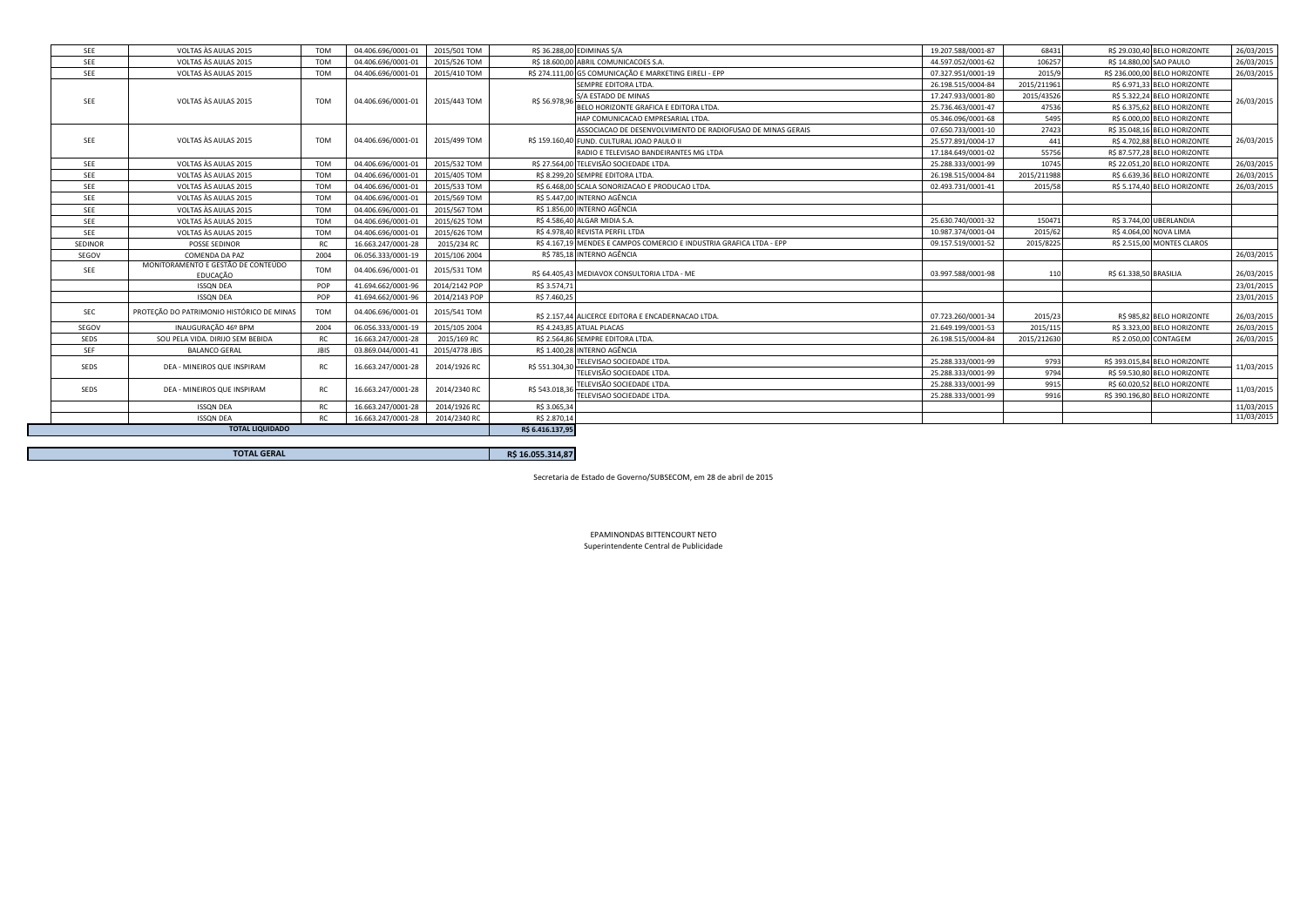| | | | | | | | | | | | | |
|---|---|---|---|---|---|---|---|---|---|---|---|---|
| SEE | VOLTAS ÀS AULAS 2015 | TOM | 04.406.696/0001-01 | 2015/501 TOM | R$ 36.288,00 | EDIMINAS S/A | 19.207.588/0001-87 | 68431 | R$ 29.030,40 | BELO HORIZONTE | 26/03/2015 |
| SEE | VOLTAS ÀS AULAS 2015 | TOM | 04.406.696/0001-01 | 2015/526 TOM | R$ 18.600,00 | ABRIL COMUNICACOES S.A. | 44.597.052/0001-62 | 106257 | R$ 14.880,00 | SAO PAULO | 26/03/2015 |
| SEE | VOLTAS ÀS AULAS 2015 | TOM | 04.406.696/0001-01 | 2015/410 TOM | R$ 274.111,00 | GS COMUNICAÇÃO E MARKETING EIRELI - EPP | 07.327.951/0001-19 | 2015/9 | R$ 236.000,00 | BELO HORIZONTE | 26/03/2015 |
| SEE | VOLTAS ÀS AULAS 2015 | TOM | 04.406.696/0001-01 | 2015/443 TOM | R$ 56.978,96 | SEMPRE EDITORA LTDA. | 26.198.515/0004-84 | 2015/211961 | R$ 6.971,33 | BELO HORIZONTE | 26/03/2015 |
| | | | | | | S/A ESTADO DE MINAS | 17.247.933/0001-80 | 2015/43526 | R$ 5.322,24 | BELO HORIZONTE | |
| | | | | | | BELO HORIZONTE GRAFICA E EDITORA LTDA. | 25.736.463/0001-47 | 47536 | R$ 6.375,62 | BELO HORIZONTE | |
| | | | | | | HAP COMUNICACAO EMPRESARIAL LTDA. | 05.346.096/0001-68 | 5495 | R$ 6.000,00 | BELO HORIZONTE | |
| SEE | VOLTAS ÀS AULAS 2015 | TOM | 04.406.696/0001-01 | 2015/499 TOM | R$ 159.160,40 | ASSOCIACAO DE DESENVOLVIMENTO DE RADIOFUSAO DE MINAS GERAIS | 07.650.733/0001-10 | 27423 | R$ 35.048,16 | BELO HORIZONTE | 26/03/2015 |
| | | | | | | FUND. CULTURAL JOAO PAULO II | 25.577.891/0004-17 | 441 | R$ 4.702,88 | BELO HORIZONTE | |
| | | | | | | RADIO E TELEVISAO BANDEIRANTES MG LTDA | 17.184.649/0001-02 | 55756 | R$ 87.577,28 | BELO HORIZONTE | |
| SEE | VOLTAS ÀS AULAS 2015 | TOM | 04.406.696/0001-01 | 2015/532 TOM | R$ 27.564,00 | TELEVISÃO SOCIEDADE LTDA. | 25.288.333/0001-99 | 10745 | R$ 22.051,20 | BELO HORIZONTE | 26/03/2015 |
| SEE | VOLTAS ÀS AULAS 2015 | TOM | 04.406.696/0001-01 | 2015/405 TOM | R$ 8.299,20 | SEMPRE EDITORA LTDA. | 26.198.515/0004-84 | 2015/211988 | R$ 6.639,36 | BELO HORIZONTE | 26/03/2015 |
| SEE | VOLTAS ÀS AULAS 2015 | TOM | 04.406.696/0001-01 | 2015/533 TOM | R$ 6.468,00 | SCALA SONORIZACAO E PRODUCAO LTDA. | 02.493.731/0001-41 | 2015/58 | R$ 5.174,40 | BELO HORIZONTE | 26/03/2015 |
| SEE | VOLTAS ÀS AULAS 2015 | TOM | 04.406.696/0001-01 | 2015/569 TOM | R$ 5.447,00 | INTERNO AGÊNCIA | | | | | |
| SEE | VOLTAS ÀS AULAS 2015 | TOM | 04.406.696/0001-01 | 2015/567 TOM | R$ 1.856,00 | INTERNO AGÊNCIA | | | | | |
| SEE | VOLTAS ÀS AULAS 2015 | TOM | 04.406.696/0001-01 | 2015/625 TOM | R$ 4.586,40 | ALGAR MIDIA S.A. | 25.630.740/0001-32 | 150471 | R$ 3.744,00 | UBERLANDIA | |
| SEE | VOLTAS ÀS AULAS 2015 | TOM | 04.406.696/0001-01 | 2015/626 TOM | R$ 4.978,40 | REVISTA PERFIL LTDA | 10.987.374/0001-04 | 2015/62 | R$ 4.064,00 | NOVA LIMA | |
| SEDINOR | POSSE SEDINOR | RC | 16.663.247/0001-28 | 2015/234 RC | R$ 4.167,19 | MENDES E CAMPOS COMERCIO E INDUSTRIA GRAFICA LTDA - EPP | 09.157.519/0001-52 | 2015/8225 | R$ 2.515,00 | MONTES CLAROS | |
| SEGOV | COMENDA DA PAZ | 2004 | 06.056.333/0001-19 | 2015/106 2004 | R$ 785,18 | INTERNO AGÊNCIA | | | | | 26/03/2015 |
| SEE | MONITORAMENTO E GESTÃO DE CONTEÚDO EDUCAÇÃO | TOM | 04.406.696/0001-01 | 2015/531 TOM | R$ 64.405,43 | MEDIAVOX CONSULTORIA LTDA - ME | 03.997.588/0001-98 | 110 | R$ 61.338,50 | BRASILIA | 26/03/2015 |
| | ISSQN DEA | POP | 41.694.662/0001-96 | 2014/2142 POP | R$ 3.574,71 | | | | | | 23/01/2015 |
| | ISSQN DEA | POP | 41.694.662/0001-96 | 2014/2143 POP | R$ 7.460,25 | | | | | | 23/01/2015 |
| SEC | PROTEÇÃO DO PATRIMONIO HISTÓRICO DE MINAS | TOM | 04.406.696/0001-01 | 2015/541 TOM | R$ 2.157,44 | ALICERCE EDITORA E ENCADERNACAO LTDA. | 07.723.260/0001-34 | 2015/23 | R$ 985,82 | BELO HORIZONTE | 26/03/2015 |
| SEGOV | INAUGURAÇÃO 46º BPM | 2004 | 06.056.333/0001-19 | 2015/105 2004 | R$ 4.243,85 | ATUAL PLACAS | 21.649.199/0001-53 | 2015/115 | R$ 3.323,00 | BELO HORIZONTE | 26/03/2015 |
| SEDS | SOU PELA VIDA. DIRIJO SEM BEBIDA | RC | 16.663.247/0001-28 | 2015/169 RC | R$ 2.564,86 | SEMPRE EDITORA LTDA. | 26.198.515/0004-84 | 2015/212630 | R$ 2.050,00 | CONTAGEM | 26/03/2015 |
| SEF | BALANCO GERAL | JBIS | 03.869.044/0001-41 | 2015/4778 JBIS | R$ 1.400,28 | INTERNO AGÊNCIA | | | | | |
| SEDS | DEA - MINEIROS QUE INSPIRAM | RC | 16.663.247/0001-28 | 2014/1926 RC | R$ 551.304,30 | TELEVISAO SOCIEDADE LTDA. | 25.288.333/0001-99 | 9793 | R$ 393.015,84 | BELO HORIZONTE | 11/03/2015 |
| | | | | | | TELEVISÃO SOCIEDADE LTDA. | 25.288.333/0001-99 | 9794 | R$ 59.530,80 | BELO HORIZONTE | |
| SEDS | DEA - MINEIROS QUE INSPIRAM | RC | 16.663.247/0001-28 | 2014/2340 RC | R$ 543.018,36 | TELEVISÃO SOCIEDADE LTDA. | 25.288.333/0001-99 | 9915 | R$ 60.020,52 | BELO HORIZONTE | 11/03/2015 |
| | | | | | | TELEVISAO SOCIEDADE LTDA. | 25.288.333/0001-99 | 9916 | R$ 390.196,80 | BELO HORIZONTE | |
| | ISSQN DEA | RC | 16.663.247/0001-28 | 2014/1926 RC | R$ 3.065,34 | | | | | | 11/03/2015 |
| | ISSQN DEA | RC | 16.663.247/0001-28 | 2014/2340 RC | R$ 2.870,14 | | | | | | 11/03/2015 |
| | **TOTAL LIQUIDADO** | | | | **R$ 6.416.137,95** | | | | | | |

| | |
|---|---|
| **TOTAL GERAL** | **R$ 16.055.314,87** |

Secretaria de Estado de Governo/SUBSECOM, em 28 de abril de 2015

EPAMINONDAS BITTENCOURT NETO
Superintendente Central de Publicidade